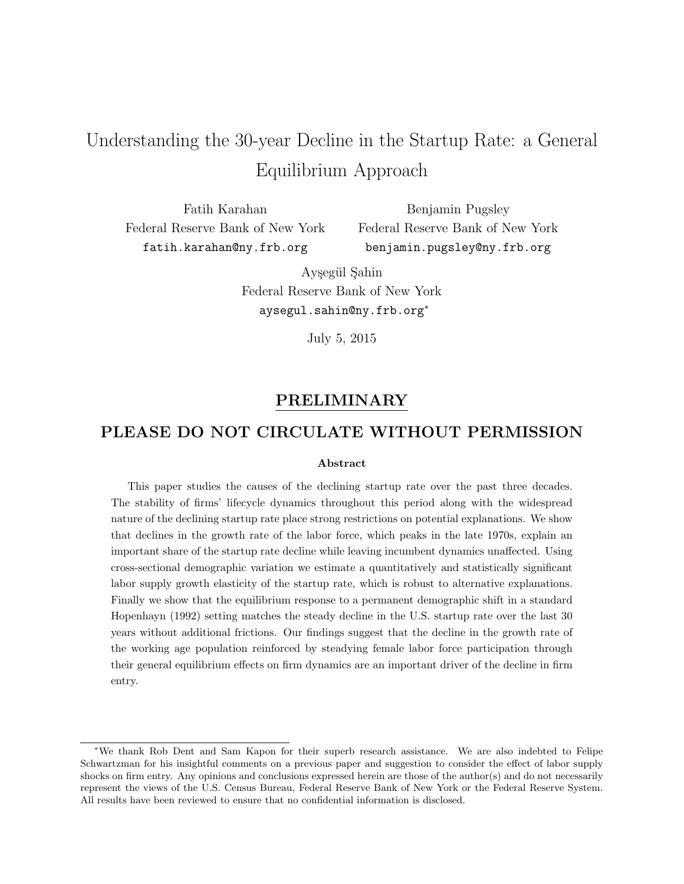# Understanding the 30-year Decline in the Startup Rate: a General Equilibrium Approach

Fatih Karahan
Federal Reserve Bank of New York
fatih.karahan@ny.frb.org

Benjamin Pugsley
Federal Reserve Bank of New York
benjamin.pugsley@ny.frb.org

Ayşegül Şahin
Federal Reserve Bank of New York
aysegul.sahin@ny.frb.org*

July 5, 2015

**PRELIMINARY**

**PLEASE DO NOT CIRCULATE WITHOUT PERMISSION**

### Abstract

This paper studies the causes of the declining startup rate over the past three decades. The stability of firms' lifecycle dynamics throughout this period along with the widespread nature of the declining startup rate place strong restrictions on potential explanations. We show that declines in the growth rate of the labor force, which peaks in the late 1970s, explain an important share of the startup rate decline while leaving incumbent dynamics unaffected. Using cross-sectional demographic variation we estimate a quantitatively and statistically significant labor supply growth elasticity of the startup rate, which is robust to alternative explanations. Finally we show that the equilibrium response to a permanent demographic shift in a standard Hopenhayn (1992) setting matches the steady decline in the U.S. startup rate over the last 30 years without additional frictions. Our findings suggest that the decline in the growth rate of the working age population reinforced by steadying female labor force participation through their general equilibrium effects on firm dynamics are an important driver of the decline in firm entry.

*We thank Rob Dent and Sam Kapon for their superb research assistance. We are also indebted to Felipe Schwartzman for his insightful comments on a previous paper and suggestion to consider the effect of labor supply shocks on firm entry. Any opinions and conclusions expressed herein are those of the author(s) and do not necessarily represent the views of the U.S. Census Bureau, Federal Reserve Bank of New York or the Federal Reserve System. All results have been reviewed to ensure that no confidential information is disclosed.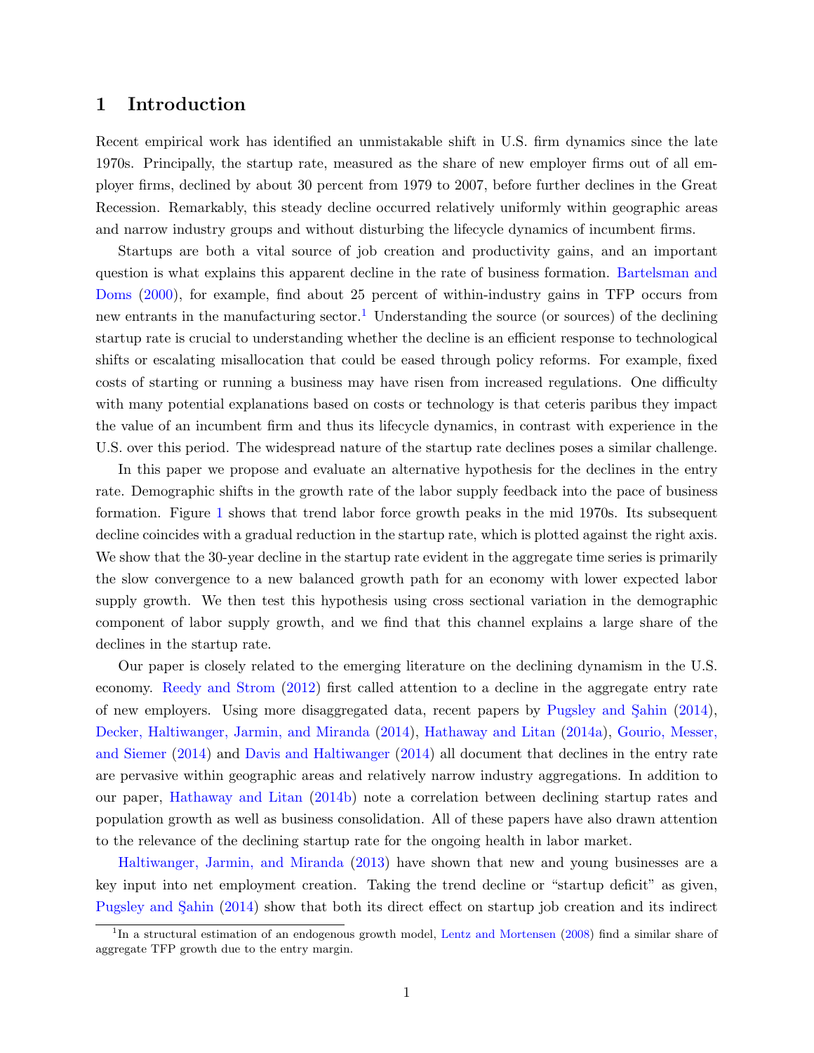# 1 Introduction

Recent empirical work has identified an unmistakable shift in U.S. firm dynamics since the late 1970s. Principally, the startup rate, measured as the share of new employer firms out of all employer firms, declined by about 30 percent from 1979 to 2007, before further declines in the Great Recession. Remarkably, this steady decline occurred relatively uniformly within geographic areas and narrow industry groups and without disturbing the lifecycle dynamics of incumbent firms.

Startups are both a vital source of job creation and productivity gains, and an important question is what explains this apparent decline in the rate of business formation. Bartelsman and Doms (2000), for example, find about 25 percent of within-industry gains in TFP occurs from new entrants in the manufacturing sector.[1] Understanding the source (or sources) of the declining startup rate is crucial to understanding whether the decline is an efficient response to technological shifts or escalating misallocation that could be eased through policy reforms. For example, fixed costs of starting or running a business may have risen from increased regulations. One difficulty with many potential explanations based on costs or technology is that ceteris paribus they impact the value of an incumbent firm and thus its lifecycle dynamics, in contrast with experience in the U.S. over this period. The widespread nature of the startup rate declines poses a similar challenge.

In this paper we propose and evaluate an alternative hypothesis for the declines in the entry rate. Demographic shifts in the growth rate of the labor supply feedback into the pace of business formation. Figure 1 shows that trend labor force growth peaks in the mid 1970s. Its subsequent decline coincides with a gradual reduction in the startup rate, which is plotted against the right axis. We show that the 30-year decline in the startup rate evident in the aggregate time series is primarily the slow convergence to a new balanced growth path for an economy with lower expected labor supply growth. We then test this hypothesis using cross sectional variation in the demographic component of labor supply growth, and we find that this channel explains a large share of the declines in the startup rate.

Our paper is closely related to the emerging literature on the declining dynamism in the U.S. economy. Reedy and Strom (2012) first called attention to a decline in the aggregate entry rate of new employers. Using more disaggregated data, recent papers by Pugsley and Şahin (2014), Decker, Haltiwanger, Jarmin, and Miranda (2014), Hathaway and Litan (2014a), Gourio, Messer, and Siemer (2014) and Davis and Haltiwanger (2014) all document that declines in the entry rate are pervasive within geographic areas and relatively narrow industry aggregations. In addition to our paper, Hathaway and Litan (2014b) note a correlation between declining startup rates and population growth as well as business consolidation. All of these papers have also drawn attention to the relevance of the declining startup rate for the ongoing health in labor market.

Haltiwanger, Jarmin, and Miranda (2013) have shown that new and young businesses are a key input into net employment creation. Taking the trend decline or "startup deficit" as given, Pugsley and Şahin (2014) show that both its direct effect on startup job creation and its indirect

[1] In a structural estimation of an endogenous growth model, Lentz and Mortensen (2008) find a similar share of aggregate TFP growth due to the entry margin.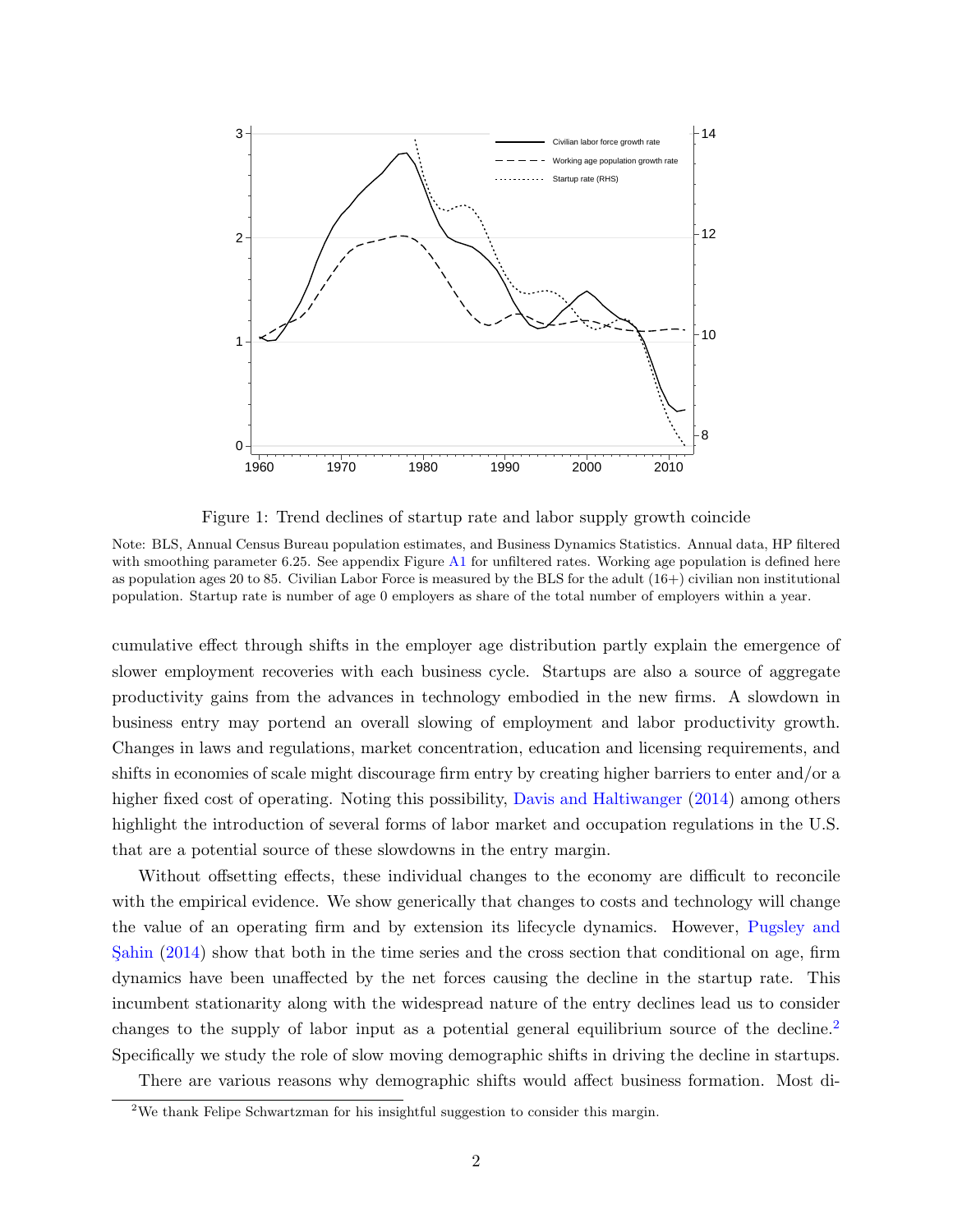Figure 1: Trend declines of startup rate and labor supply growth coincide

Note: BLS, Annual Census Bureau population estimates, and Business Dynamics Statistics. Annual data, HP filtered with smoothing parameter 6.25. See appendix Figure A1 for unfiltered rates. Working age population is defined here as population ages 20 to 85. Civilian Labor Force is measured by the BLS for the adult (16+) civilian non institutional population. Startup rate is number of age 0 employers as share of the total number of employers within a year.

cumulative effect through shifts in the employer age distribution partly explain the emergence of slower employment recoveries with each business cycle. Startups are also a source of aggregate productivity gains from the advances in technology embodied in the new firms. A slowdown in business entry may portend an overall slowing of employment and labor productivity growth. Changes in laws and regulations, market concentration, education and licensing requirements, and shifts in economies of scale might discourage firm entry by creating higher barriers to enter and/or a higher fixed cost of operating. Noting this possibility, Davis and Haltiwanger (2014) among others highlight the introduction of several forms of labor market and occupation regulations in the U.S. that are a potential source of these slowdowns in the entry margin.

Without offsetting effects, these individual changes to the economy are difficult to reconcile with the empirical evidence. We show generically that changes to costs and technology will change the value of an operating firm and by extension its lifecycle dynamics. However, Pugsley and Şahin (2014) show that both in the time series and the cross section that conditional on age, firm dynamics have been unaffected by the net forces causing the decline in the startup rate. This incumbent stationarity along with the widespread nature of the entry declines lead us to consider changes to the supply of labor input as a potential general equilibrium source of the decline.[2] Specifically we study the role of slow moving demographic shifts in driving the decline in startups.

There are various reasons why demographic shifts would affect business formation. Most di-

[2] We thank Felipe Schwartzman for his insightful suggestion to consider this margin.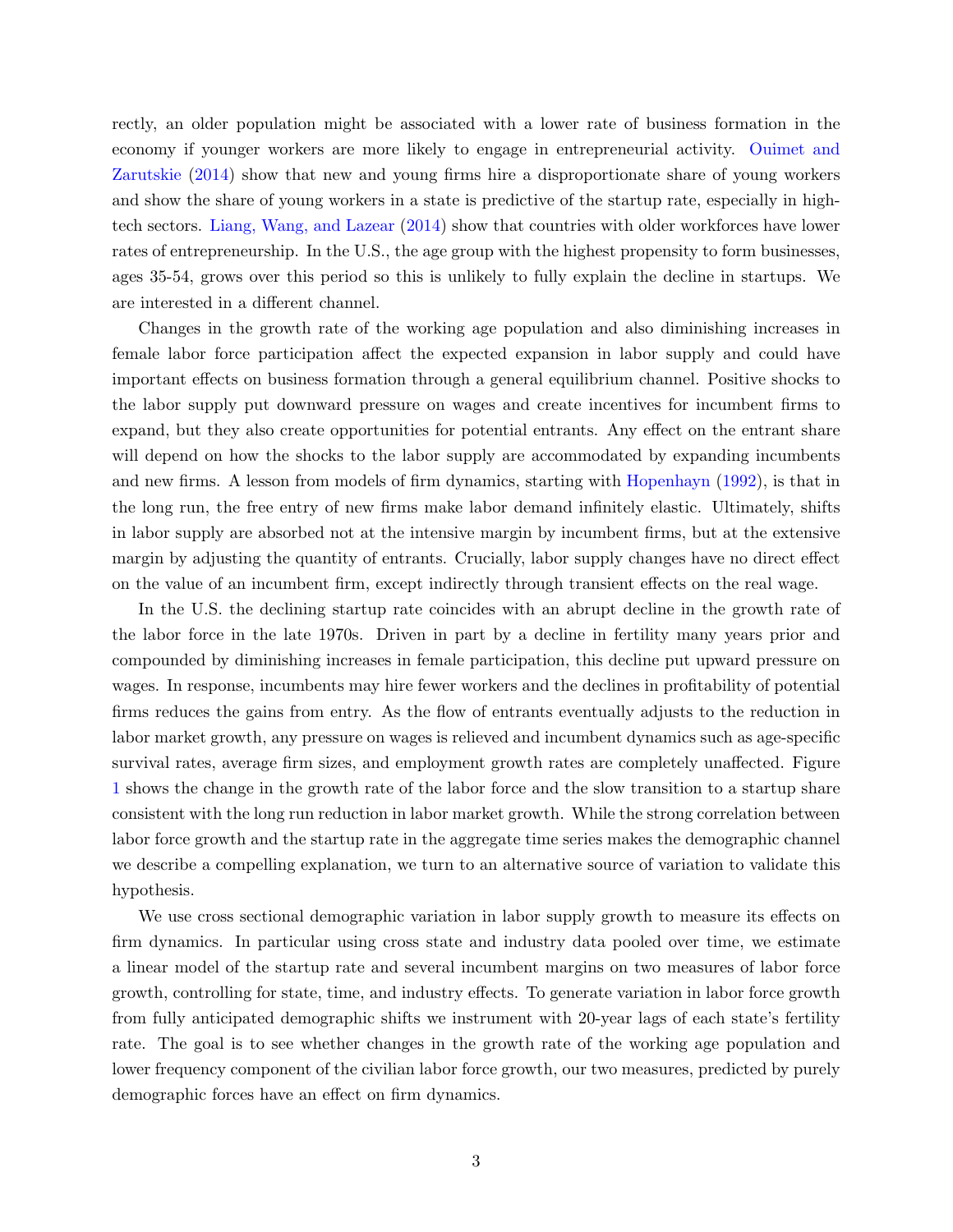rectly, an older population might be associated with a lower rate of business formation in the economy if younger workers are more likely to engage in entrepreneurial activity. Ouimet and Zarutskie (2014) show that new and young firms hire a disproportionate share of young workers and show the share of young workers in a state is predictive of the startup rate, especially in high-tech sectors. Liang, Wang, and Lazear (2014) show that countries with older workforces have lower rates of entrepreneurship. In the U.S., the age group with the highest propensity to form businesses, ages 35-54, grows over this period so this is unlikely to fully explain the decline in startups. We are interested in a different channel.

Changes in the growth rate of the working age population and also diminishing increases in female labor force participation affect the expected expansion in labor supply and could have important effects on business formation through a general equilibrium channel. Positive shocks to the labor supply put downward pressure on wages and create incentives for incumbent firms to expand, but they also create opportunities for potential entrants. Any effect on the entrant share will depend on how the shocks to the labor supply are accommodated by expanding incumbents and new firms. A lesson from models of firm dynamics, starting with Hopenhayn (1992), is that in the long run, the free entry of new firms make labor demand infinitely elastic. Ultimately, shifts in labor supply are absorbed not at the intensive margin by incumbent firms, but at the extensive margin by adjusting the quantity of entrants. Crucially, labor supply changes have no direct effect on the value of an incumbent firm, except indirectly through transient effects on the real wage.

In the U.S. the declining startup rate coincides with an abrupt decline in the growth rate of the labor force in the late 1970s. Driven in part by a decline in fertility many years prior and compounded by diminishing increases in female participation, this decline put upward pressure on wages. In response, incumbents may hire fewer workers and the declines in profitability of potential firms reduces the gains from entry. As the flow of entrants eventually adjusts to the reduction in labor market growth, any pressure on wages is relieved and incumbent dynamics such as age-specific survival rates, average firm sizes, and employment growth rates are completely unaffected. Figure 1 shows the change in the growth rate of the labor force and the slow transition to a startup share consistent with the long run reduction in labor market growth. While the strong correlation between labor force growth and the startup rate in the aggregate time series makes the demographic channel we describe a compelling explanation, we turn to an alternative source of variation to validate this hypothesis.

We use cross sectional demographic variation in labor supply growth to measure its effects on firm dynamics. In particular using cross state and industry data pooled over time, we estimate a linear model of the startup rate and several incumbent margins on two measures of labor force growth, controlling for state, time, and industry effects. To generate variation in labor force growth from fully anticipated demographic shifts we instrument with 20-year lags of each state's fertility rate. The goal is to see whether changes in the growth rate of the working age population and lower frequency component of the civilian labor force growth, our two measures, predicted by purely demographic forces have an effect on firm dynamics.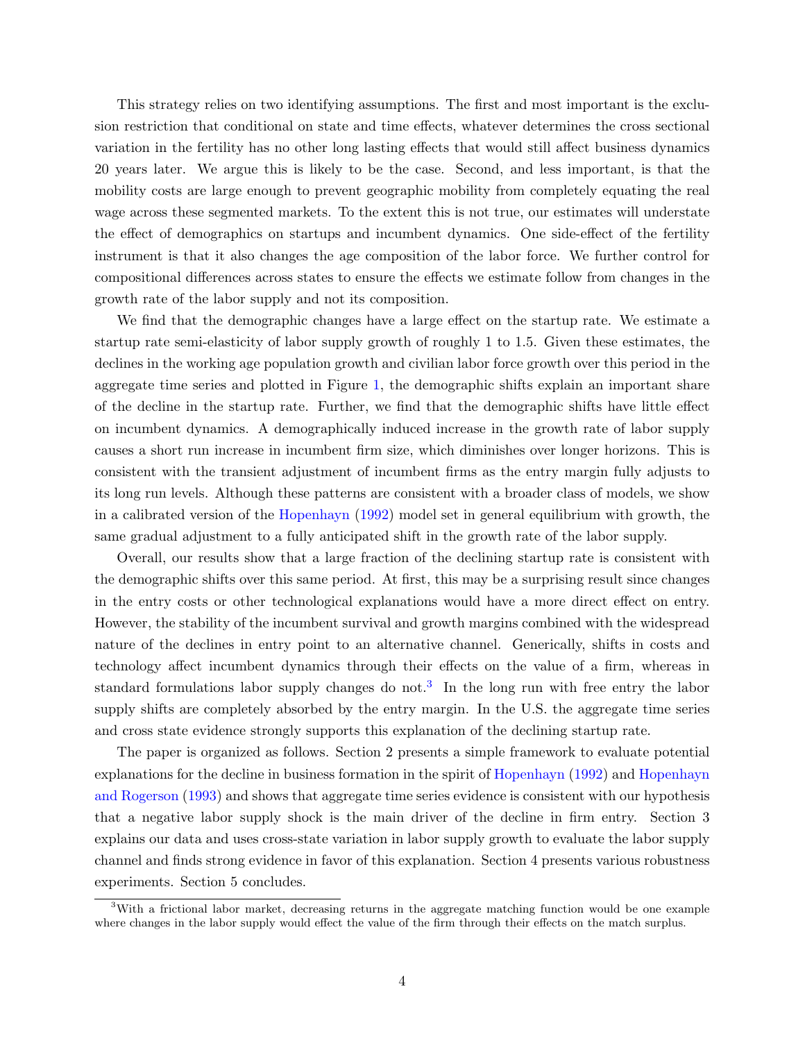This strategy relies on two identifying assumptions. The first and most important is the exclusion restriction that conditional on state and time effects, whatever determines the cross sectional variation in the fertility has no other long lasting effects that would still affect business dynamics 20 years later. We argue this is likely to be the case. Second, and less important, is that the mobility costs are large enough to prevent geographic mobility from completely equating the real wage across these segmented markets. To the extent this is not true, our estimates will understate the effect of demographics on startups and incumbent dynamics. One side-effect of the fertility instrument is that it also changes the age composition of the labor force. We further control for compositional differences across states to ensure the effects we estimate follow from changes in the growth rate of the labor supply and not its composition.

We find that the demographic changes have a large effect on the startup rate. We estimate a startup rate semi-elasticity of labor supply growth of roughly 1 to 1.5. Given these estimates, the declines in the working age population growth and civilian labor force growth over this period in the aggregate time series and plotted in Figure 1, the demographic shifts explain an important share of the decline in the startup rate. Further, we find that the demographic shifts have little effect on incumbent dynamics. A demographically induced increase in the growth rate of labor supply causes a short run increase in incumbent firm size, which diminishes over longer horizons. This is consistent with the transient adjustment of incumbent firms as the entry margin fully adjusts to its long run levels. Although these patterns are consistent with a broader class of models, we show in a calibrated version of the Hopenhayn (1992) model set in general equilibrium with growth, the same gradual adjustment to a fully anticipated shift in the growth rate of the labor supply.

Overall, our results show that a large fraction of the declining startup rate is consistent with the demographic shifts over this same period. At first, this may be a surprising result since changes in the entry costs or other technological explanations would have a more direct effect on entry. However, the stability of the incumbent survival and growth margins combined with the widespread nature of the declines in entry point to an alternative channel. Generically, shifts in costs and technology affect incumbent dynamics through their effects on the value of a firm, whereas in standard formulations labor supply changes do not.[3] In the long run with free entry the labor supply shifts are completely absorbed by the entry margin. In the U.S. the aggregate time series and cross state evidence strongly supports this explanation of the declining startup rate.

The paper is organized as follows. Section 2 presents a simple framework to evaluate potential explanations for the decline in business formation in the spirit of Hopenhayn (1992) and Hopenhayn and Rogerson (1993) and shows that aggregate time series evidence is consistent with our hypothesis that a negative labor supply shock is the main driver of the decline in firm entry. Section 3 explains our data and uses cross-state variation in labor supply growth to evaluate the labor supply channel and finds strong evidence in favor of this explanation. Section 4 presents various robustness experiments. Section 5 concludes.

[3] With a frictional labor market, decreasing returns in the aggregate matching function would be one example where changes in the labor supply would effect the value of the firm through their effects on the match surplus.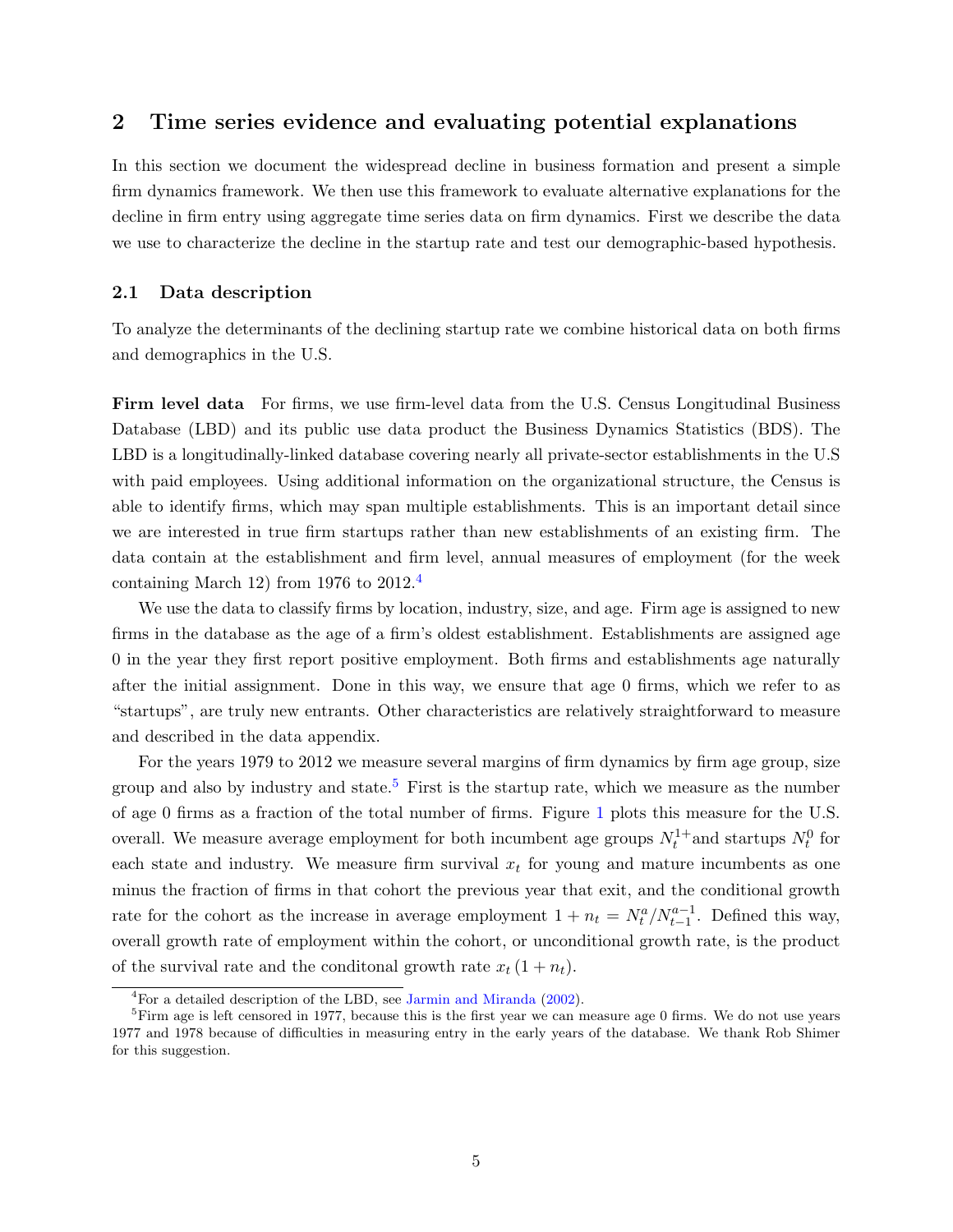## 2 Time series evidence and evaluating potential explanations

In this section we document the widespread decline in business formation and present a simple firm dynamics framework. We then use this framework to evaluate alternative explanations for the decline in firm entry using aggregate time series data on firm dynamics. First we describe the data we use to characterize the decline in the startup rate and test our demographic-based hypothesis.

### 2.1 Data description

To analyze the determinants of the declining startup rate we combine historical data on both firms and demographics in the U.S.

**Firm level data** For firms, we use firm-level data from the U.S. Census Longitudinal Business Database (LBD) and its public use data product the Business Dynamics Statistics (BDS). The LBD is a longitudinally-linked database covering nearly all private-sector establishments in the U.S with paid employees. Using additional information on the organizational structure, the Census is able to identify firms, which may span multiple establishments. This is an important detail since we are interested in true firm startups rather than new establishments of an existing firm. The data contain at the establishment and firm level, annual measures of employment (for the week containing March 12) from 1976 to 2012.[4]

We use the data to classify firms by location, industry, size, and age. Firm age is assigned to new firms in the database as the age of a firm's oldest establishment. Establishments are assigned age 0 in the year they first report positive employment. Both firms and establishments age naturally after the initial assignment. Done in this way, we ensure that age 0 firms, which we refer to as "startups", are truly new entrants. Other characteristics are relatively straightforward to measure and described in the data appendix.

For the years 1979 to 2012 we measure several margins of firm dynamics by firm age group, size group and also by industry and state.[5] First is the startup rate, which we measure as the number of age 0 firms as a fraction of the total number of firms. Figure 1 plots this measure for the U.S. overall. We measure average employment for both incumbent age groups $N_t^{1+}$and startups $N_t^0$ for each state and industry. We measure firm survival $x_t$ for young and mature incumbents as one minus the fraction of firms in that cohort the previous year that exit, and the conditional growth rate for the cohort as the increase in average employment $1 + n_t = N_t^a / N_{t-1}^{a-1}$. Defined this way, overall growth rate of employment within the cohort, or unconditional growth rate, is the product of the survival rate and the conditonal growth rate $x_t (1 + n_t)$.

[4]For a detailed description of the LBD, see Jarmin and Miranda (2002).

[5]Firm age is left censored in 1977, because this is the first year we can measure age 0 firms. We do not use years 1977 and 1978 because of difficulties in measuring entry in the early years of the database. We thank Rob Shimer for this suggestion.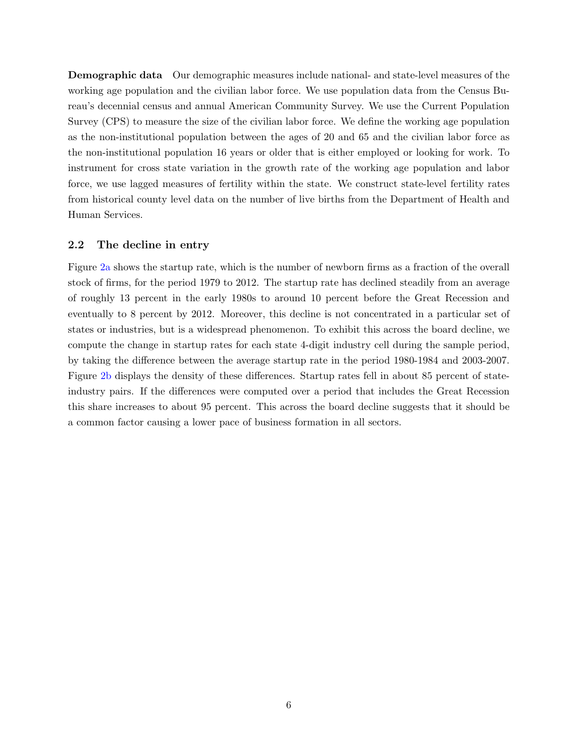**Demographic data** Our demographic measures include national- and state-level measures of the working age population and the civilian labor force. We use population data from the Census Bureau's decennial census and annual American Community Survey. We use the Current Population Survey (CPS) to measure the size of the civilian labor force. We define the working age population as the non-institutional population between the ages of 20 and 65 and the civilian labor force as the non-institutional population 16 years or older that is either employed or looking for work. To instrument for cross state variation in the growth rate of the working age population and labor force, we use lagged measures of fertility within the state. We construct state-level fertility rates from historical county level data on the number of live births from the Department of Health and Human Services.

## 2.2 The decline in entry

Figure 2a shows the startup rate, which is the number of newborn firms as a fraction of the overall stock of firms, for the period 1979 to 2012. The startup rate has declined steadily from an average of roughly 13 percent in the early 1980s to around 10 percent before the Great Recession and eventually to 8 percent by 2012. Moreover, this decline is not concentrated in a particular set of states or industries, but is a widespread phenomenon. To exhibit this across the board decline, we compute the change in startup rates for each state 4-digit industry cell during the sample period, by taking the difference between the average startup rate in the period 1980-1984 and 2003-2007. Figure 2b displays the density of these differences. Startup rates fell in about 85 percent of state-industry pairs. If the differences were computed over a period that includes the Great Recession this share increases to about 95 percent. This across the board decline suggests that it should be a common factor causing a lower pace of business formation in all sectors.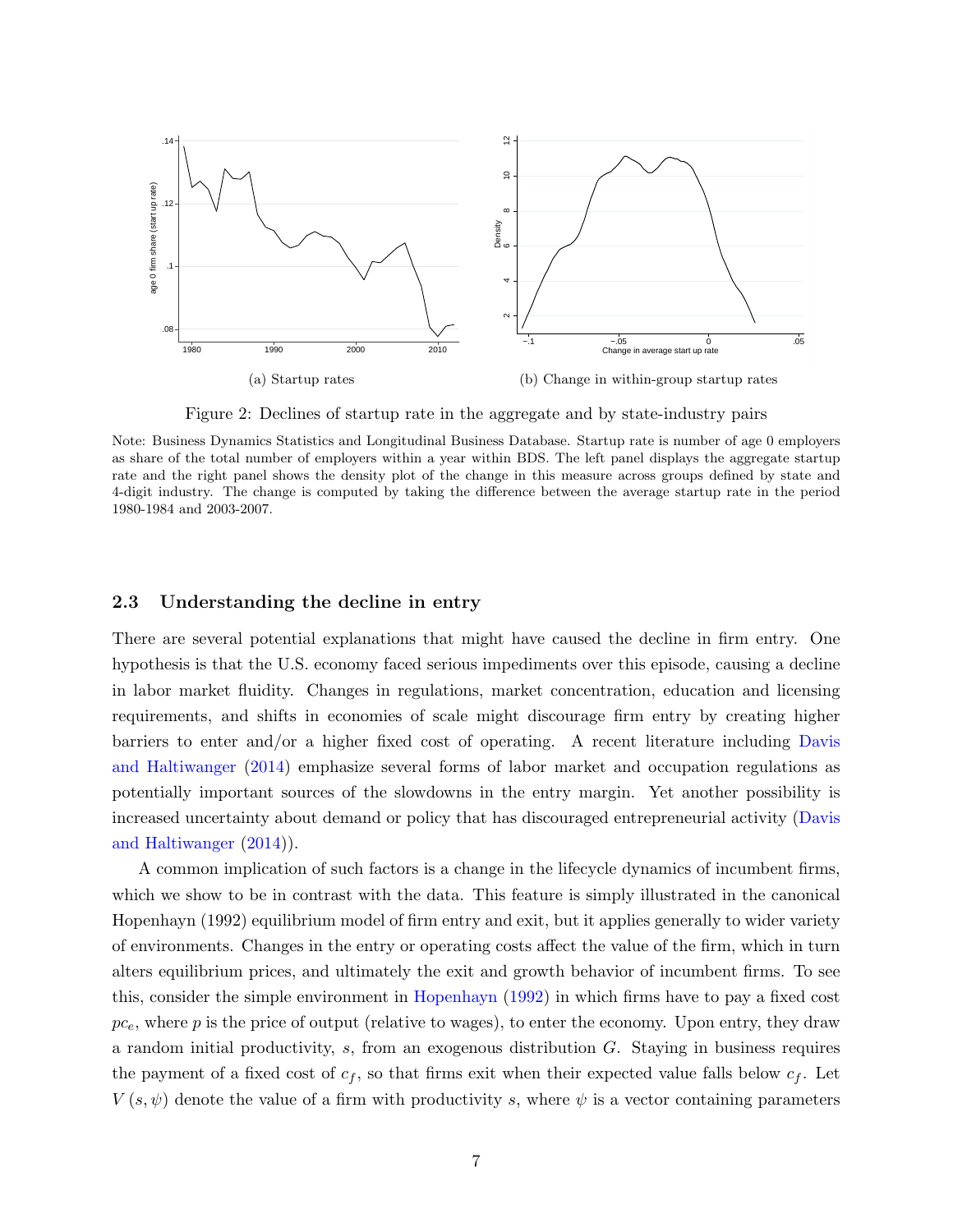(a) Startup rates

(b) Change in within-group startup rates

Figure 2: Declines of startup rate in the aggregate and by state-industry pairs

Note: Business Dynamics Statistics and Longitudinal Business Database. Startup rate is number of age 0 employers as share of the total number of employers within a year within BDS. The left panel displays the aggregate startup rate and the right panel shows the density plot of the change in this measure across groups defined by state and 4-digit industry. The change is computed by taking the difference between the average startup rate in the period 1980-1984 and 2003-2007.

### 2.3 Understanding the decline in entry

There are several potential explanations that might have caused the decline in firm entry. One hypothesis is that the U.S. economy faced serious impediments over this episode, causing a decline in labor market fluidity. Changes in regulations, market concentration, education and licensing requirements, and shifts in economies of scale might discourage firm entry by creating higher barriers to enter and/or a higher fixed cost of operating. A recent literature including Davis and Haltiwanger (2014) emphasize several forms of labor market and occupation regulations as potentially important sources of the slowdowns in the entry margin. Yet another possibility is increased uncertainty about demand or policy that has discouraged entrepreneurial activity (Davis and Haltiwanger (2014)).

A common implication of such factors is a change in the lifecycle dynamics of incumbent firms, which we show to be in contrast with the data. This feature is simply illustrated in the canonical Hopenhayn (1992) equilibrium model of firm entry and exit, but it applies generally to wider variety of environments. Changes in the entry or operating costs affect the value of the firm, which in turn alters equilibrium prices, and ultimately the exit and growth behavior of incumbent firms. To see this, consider the simple environment in Hopenhayn (1992) in which firms have to pay a fixed cost $pc_e$, where $p$ is the price of output (relative to wages), to enter the economy. Upon entry, they draw a random initial productivity, $s$, from an exogenous distribution $G$. Staying in business requires the payment of a fixed cost of $c_f$, so that firms exit when their expected value falls below $c_f$. Let $V(s, \psi)$ denote the value of a firm with productivity $s$, where $\psi$ is a vector containing parameters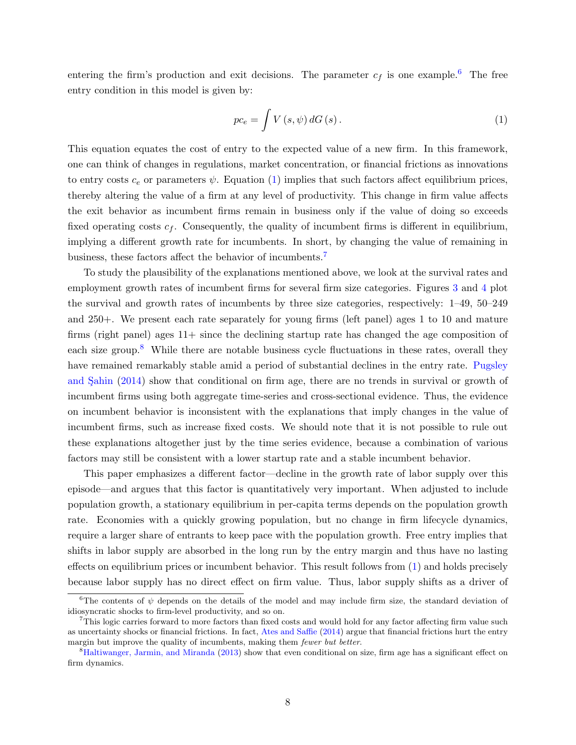entering the firm's production and exit decisions. The parameter $c_f$ is one example.[6] The free entry condition in this model is given by:

$$pc_e = \int V(s, \psi)\, dG(s). \tag{1}$$

This equation equates the cost of entry to the expected value of a new firm. In this framework, one can think of changes in regulations, market concentration, or financial frictions as innovations to entry costs $c_e$ or parameters $\psi$. Equation (1) implies that such factors affect equilibrium prices, thereby altering the value of a firm at any level of productivity. This change in firm value affects the exit behavior as incumbent firms remain in business only if the value of doing so exceeds fixed operating costs $c_f$. Consequently, the quality of incumbent firms is different in equilibrium, implying a different growth rate for incumbents. In short, by changing the value of remaining in business, these factors affect the behavior of incumbents.[7]

To study the plausibility of the explanations mentioned above, we look at the survival rates and employment growth rates of incumbent firms for several firm size categories. Figures 3 and 4 plot the survival and growth rates of incumbents by three size categories, respectively: 1–49, 50–249 and 250+. We present each rate separately for young firms (left panel) ages 1 to 10 and mature firms (right panel) ages 11+ since the declining startup rate has changed the age composition of each size group.[8] While there are notable business cycle fluctuations in these rates, overall they have remained remarkably stable amid a period of substantial declines in the entry rate. Pugsley and Şahin (2014) show that conditional on firm age, there are no trends in survival or growth of incumbent firms using both aggregate time-series and cross-sectional evidence. Thus, the evidence on incumbent behavior is inconsistent with the explanations that imply changes in the value of incumbent firms, such as increase fixed costs. We should note that it is not possible to rule out these explanations altogether just by the time series evidence, because a combination of various factors may still be consistent with a lower startup rate and a stable incumbent behavior.

This paper emphasizes a different factor—decline in the growth rate of labor supply over this episode—and argues that this factor is quantitatively very important. When adjusted to include population growth, a stationary equilibrium in per-capita terms depends on the population growth rate. Economies with a quickly growing population, but no change in firm lifecycle dynamics, require a larger share of entrants to keep pace with the population growth. Free entry implies that shifts in labor supply are absorbed in the long run by the entry margin and thus have no lasting effects on equilibrium prices or incumbent behavior. This result follows from (1) and holds precisely because labor supply has no direct effect on firm value. Thus, labor supply shifts as a driver of

---

[6] The contents of $\psi$ depends on the details of the model and may include firm size, the standard deviation of idiosyncratic shocks to firm-level productivity, and so on.

[7] This logic carries forward to more factors than fixed costs and would hold for any factor affecting firm value such as uncertainty shocks or financial frictions. In fact, Ates and Saffie (2014) argue that financial frictions hurt the entry margin but improve the quality of incumbents, making them *fewer but better*.

[8] Haltiwanger, Jarmin, and Miranda (2013) show that even conditional on size, firm age has a significant effect on firm dynamics.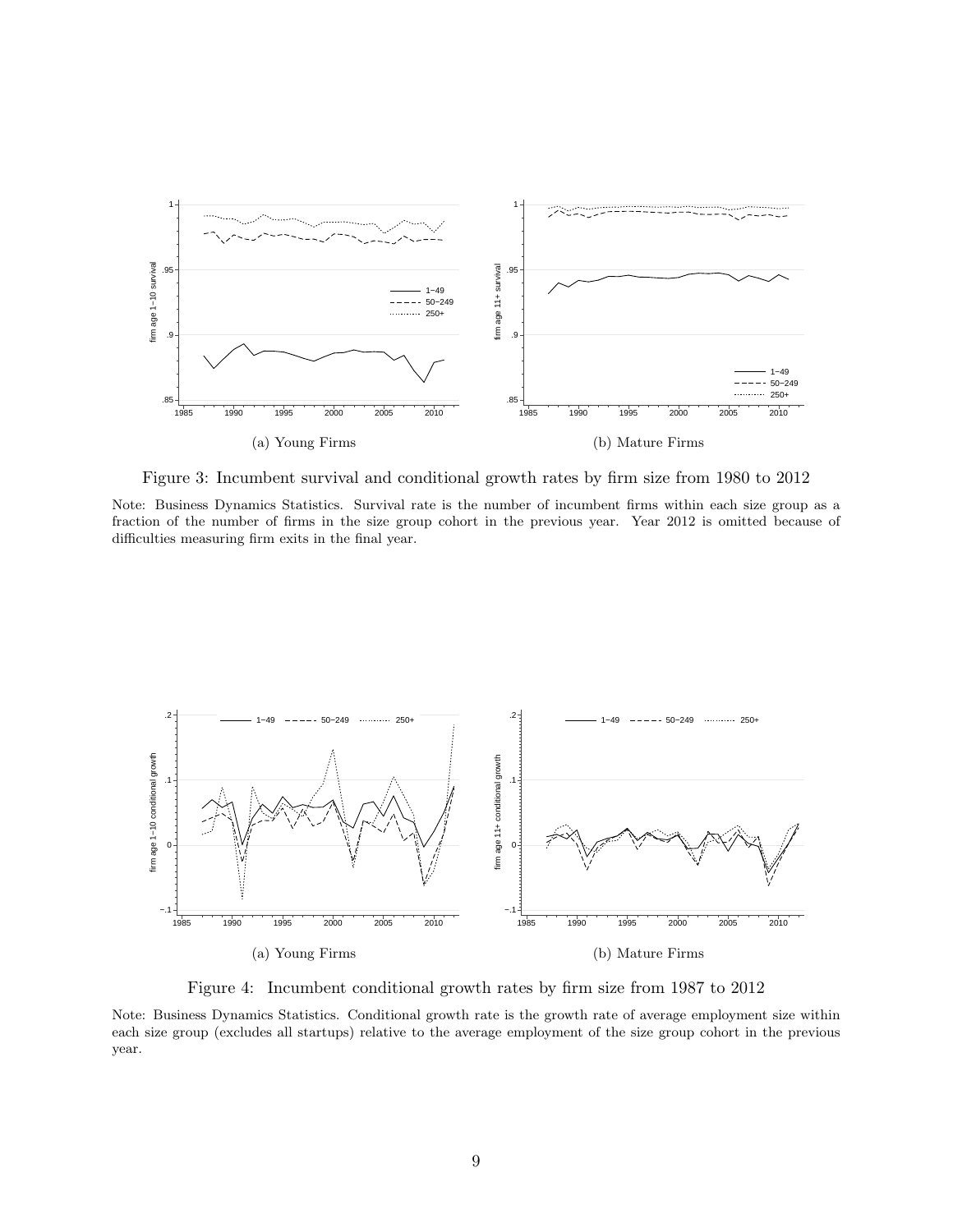(a) Young Firms

(b) Mature Firms

Figure 3: Incumbent survival and conditional growth rates by firm size from 1980 to 2012

Note: Business Dynamics Statistics. Survival rate is the number of incumbent firms within each size group as a fraction of the number of firms in the size group cohort in the previous year. Year 2012 is omitted because of difficulties measuring firm exits in the final year.

(a) Young Firms

(b) Mature Firms

Figure 4: Incumbent conditional growth rates by firm size from 1987 to 2012

Note: Business Dynamics Statistics. Conditional growth rate is the growth rate of average employment size within each size group (excludes all startups) relative to the average employment of the size group cohort in the previous year.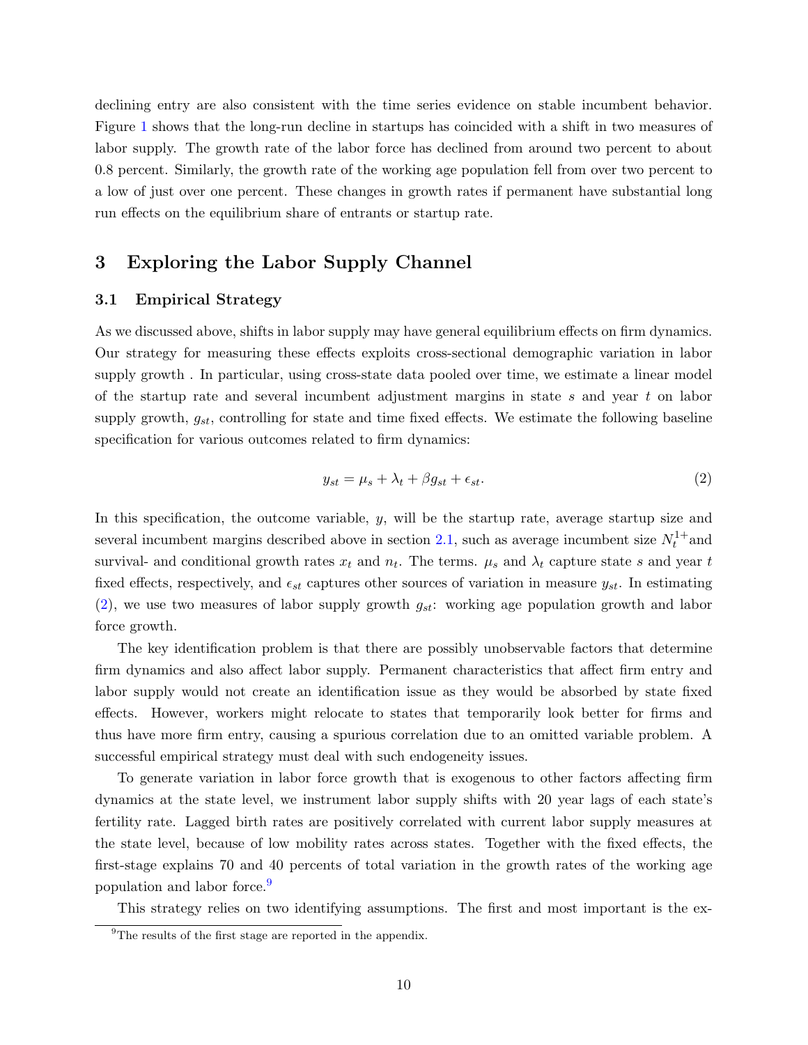declining entry are also consistent with the time series evidence on stable incumbent behavior. Figure 1 shows that the long-run decline in startups has coincided with a shift in two measures of labor supply. The growth rate of the labor force has declined from around two percent to about 0.8 percent. Similarly, the growth rate of the working age population fell from over two percent to a low of just over one percent. These changes in growth rates if permanent have substantial long run effects on the equilibrium share of entrants or startup rate.

## 3 Exploring the Labor Supply Channel

### 3.1 Empirical Strategy

As we discussed above, shifts in labor supply may have general equilibrium effects on firm dynamics. Our strategy for measuring these effects exploits cross-sectional demographic variation in labor supply growth . In particular, using cross-state data pooled over time, we estimate a linear model of the startup rate and several incumbent adjustment margins in state $s$ and year $t$ on labor supply growth, $g_{st}$, controlling for state and time fixed effects. We estimate the following baseline specification for various outcomes related to firm dynamics:

$$y_{st} = \mu_s + \lambda_t + \beta g_{st} + \epsilon_{st}. \tag{2}$$

In this specification, the outcome variable, $y$, will be the startup rate, average startup size and several incumbent margins described above in section 2.1, such as average incumbent size $N_t^{1+}$and survival- and conditional growth rates $x_t$ and $n_t$. The terms. $\mu_s$ and $\lambda_t$ capture state $s$ and year $t$ fixed effects, respectively, and $\epsilon_{st}$ captures other sources of variation in measure $y_{st}$. In estimating (2), we use two measures of labor supply growth $g_{st}$: working age population growth and labor force growth.

The key identification problem is that there are possibly unobservable factors that determine firm dynamics and also affect labor supply. Permanent characteristics that affect firm entry and labor supply would not create an identification issue as they would be absorbed by state fixed effects. However, workers might relocate to states that temporarily look better for firms and thus have more firm entry, causing a spurious correlation due to an omitted variable problem. A successful empirical strategy must deal with such endogeneity issues.

To generate variation in labor force growth that is exogenous to other factors affecting firm dynamics at the state level, we instrument labor supply shifts with 20 year lags of each state's fertility rate. Lagged birth rates are positively correlated with current labor supply measures at the state level, because of low mobility rates across states. Together with the fixed effects, the first-stage explains 70 and 40 percents of total variation in the growth rates of the working age population and labor force.[9]

This strategy relies on two identifying assumptions. The first and most important is the ex-

[9] The results of the first stage are reported in the appendix.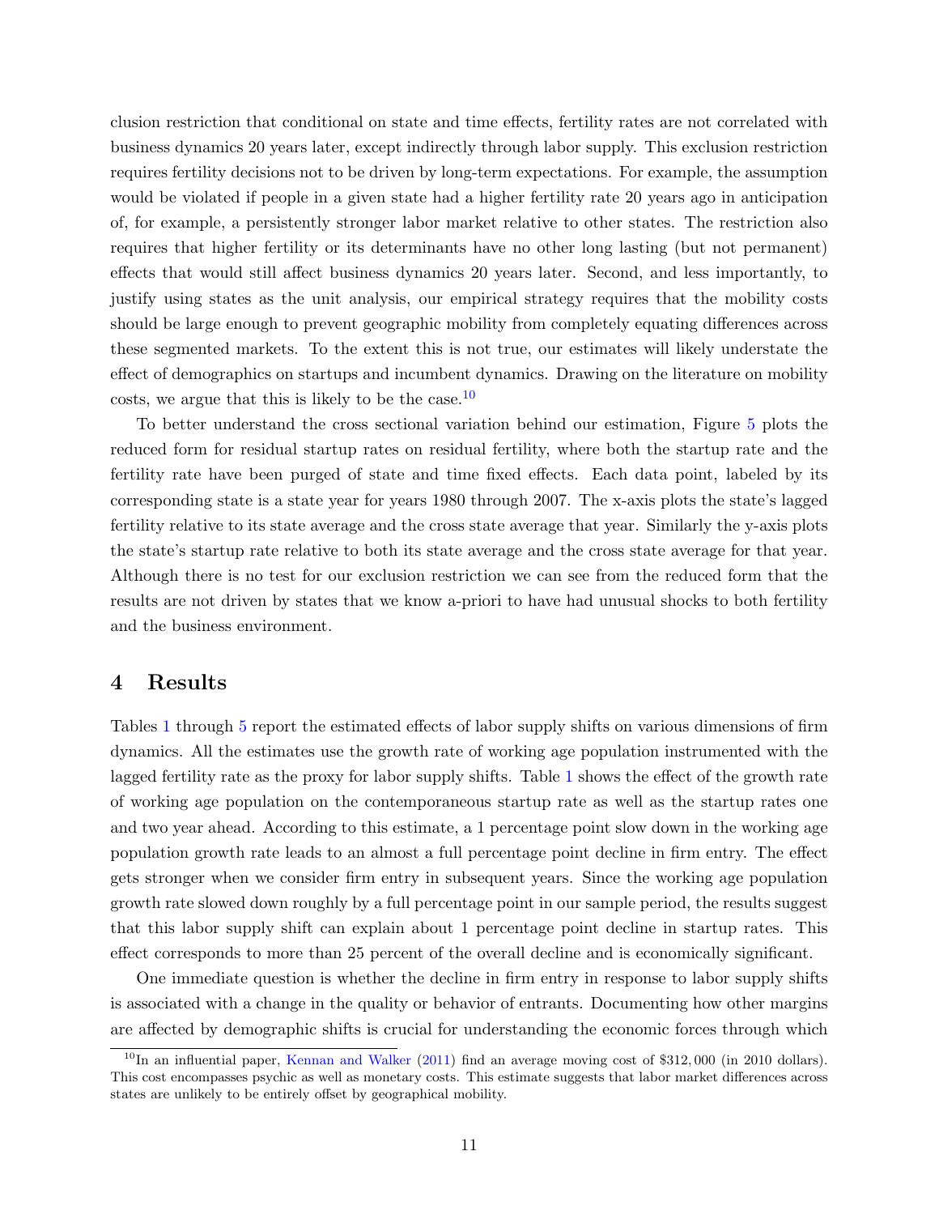clusion restriction that conditional on state and time effects, fertility rates are not correlated with business dynamics 20 years later, except indirectly through labor supply. This exclusion restriction requires fertility decisions not to be driven by long-term expectations. For example, the assumption would be violated if people in a given state had a higher fertility rate 20 years ago in anticipation of, for example, a persistently stronger labor market relative to other states. The restriction also requires that higher fertility or its determinants have no other long lasting (but not permanent) effects that would still affect business dynamics 20 years later. Second, and less importantly, to justify using states as the unit analysis, our empirical strategy requires that the mobility costs should be large enough to prevent geographic mobility from completely equating differences across these segmented markets. To the extent this is not true, our estimates will likely understate the effect of demographics on startups and incumbent dynamics. Drawing on the literature on mobility costs, we argue that this is likely to be the case.[10]

To better understand the cross sectional variation behind our estimation, Figure 5 plots the reduced form for residual startup rates on residual fertility, where both the startup rate and the fertility rate have been purged of state and time fixed effects. Each data point, labeled by its corresponding state is a state year for years 1980 through 2007. The x-axis plots the state's lagged fertility relative to its state average and the cross state average that year. Similarly the y-axis plots the state's startup rate relative to both its state average and the cross state average for that year. Although there is no test for our exclusion restriction we can see from the reduced form that the results are not driven by states that we know a-priori to have had unusual shocks to both fertility and the business environment.

# 4 Results

Tables 1 through 5 report the estimated effects of labor supply shifts on various dimensions of firm dynamics. All the estimates use the growth rate of working age population instrumented with the lagged fertility rate as the proxy for labor supply shifts. Table 1 shows the effect of the growth rate of working age population on the contemporaneous startup rate as well as the startup rates one and two year ahead. According to this estimate, a 1 percentage point slow down in the working age population growth rate leads to an almost a full percentage point decline in firm entry. The effect gets stronger when we consider firm entry in subsequent years. Since the working age population growth rate slowed down roughly by a full percentage point in our sample period, the results suggest that this labor supply shift can explain about 1 percentage point decline in startup rates. This effect corresponds to more than 25 percent of the overall decline and is economically significant.

One immediate question is whether the decline in firm entry in response to labor supply shifts is associated with a change in the quality or behavior of entrants. Documenting how other margins are affected by demographic shifts is crucial for understanding the economic forces through which

[10] In an influential paper, Kennan and Walker (2011) find an average moving cost of $312,000 (in 2010 dollars). This cost encompasses psychic as well as monetary costs. This estimate suggests that labor market differences across states are unlikely to be entirely offset by geographical mobility.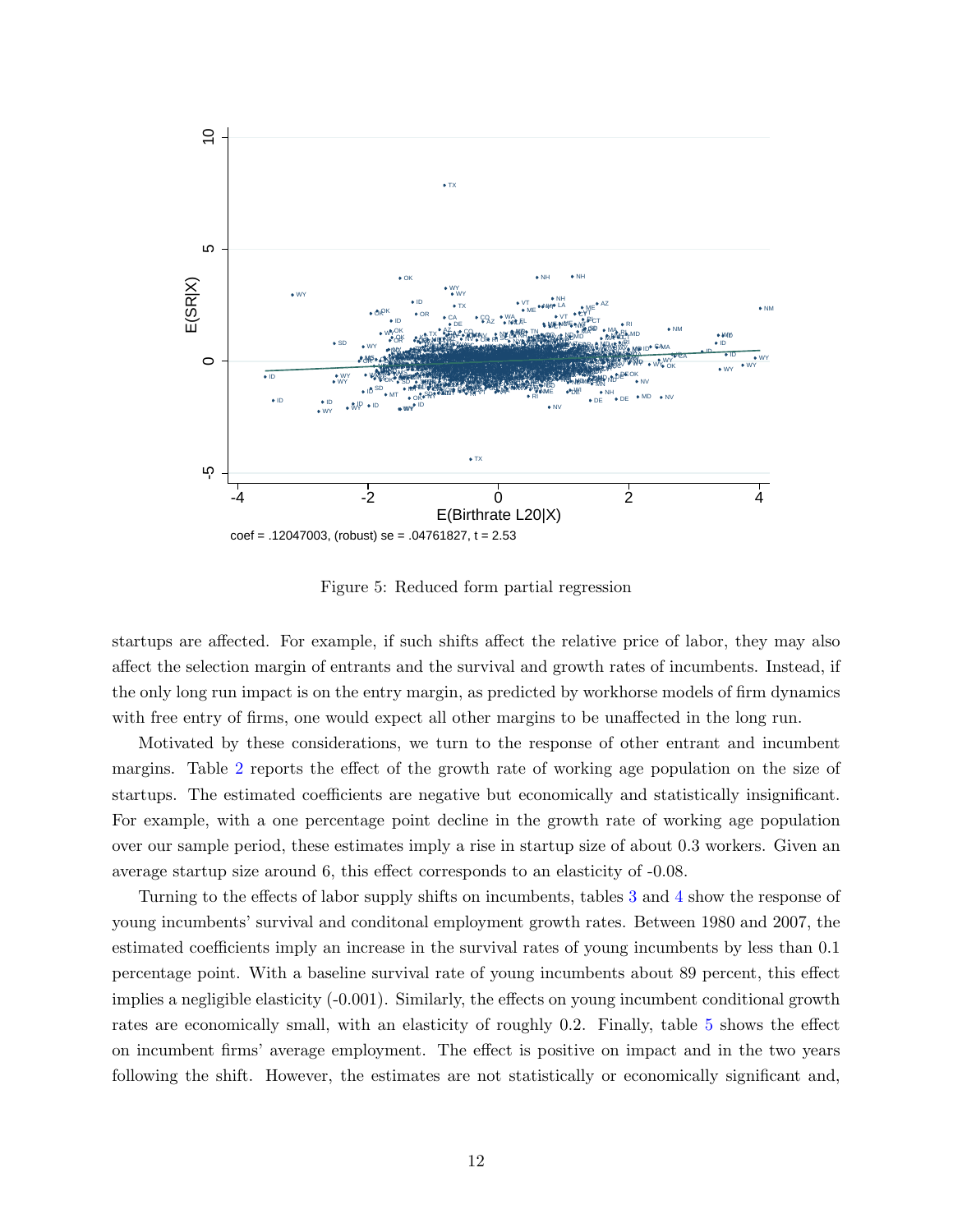coef = .12047003, (robust) se = .04761827, t = 2.53

Figure 5: Reduced form partial regression

startups are affected. For example, if such shifts affect the relative price of labor, they may also affect the selection margin of entrants and the survival and growth rates of incumbents. Instead, if the only long run impact is on the entry margin, as predicted by workhorse models of firm dynamics with free entry of firms, one would expect all other margins to be unaffected in the long run.

Motivated by these considerations, we turn to the response of other entrant and incumbent margins. Table 2 reports the effect of the growth rate of working age population on the size of startups. The estimated coefficients are negative but economically and statistically insignificant. For example, with a one percentage point decline in the growth rate of working age population over our sample period, these estimates imply a rise in startup size of about 0.3 workers. Given an average startup size around 6, this effect corresponds to an elasticity of -0.08.

Turning to the effects of labor supply shifts on incumbents, tables 3 and 4 show the response of young incumbents' survival and conditonal employment growth rates. Between 1980 and 2007, the estimated coefficients imply an increase in the survival rates of young incumbents by less than 0.1 percentage point. With a baseline survival rate of young incumbents about 89 percent, this effect implies a negligible elasticity (-0.001). Similarly, the effects on young incumbent conditional growth rates are economically small, with an elasticity of roughly 0.2. Finally, table 5 shows the effect on incumbent firms' average employment. The effect is positive on impact and in the two years following the shift. However, the estimates are not statistically or economically significant and,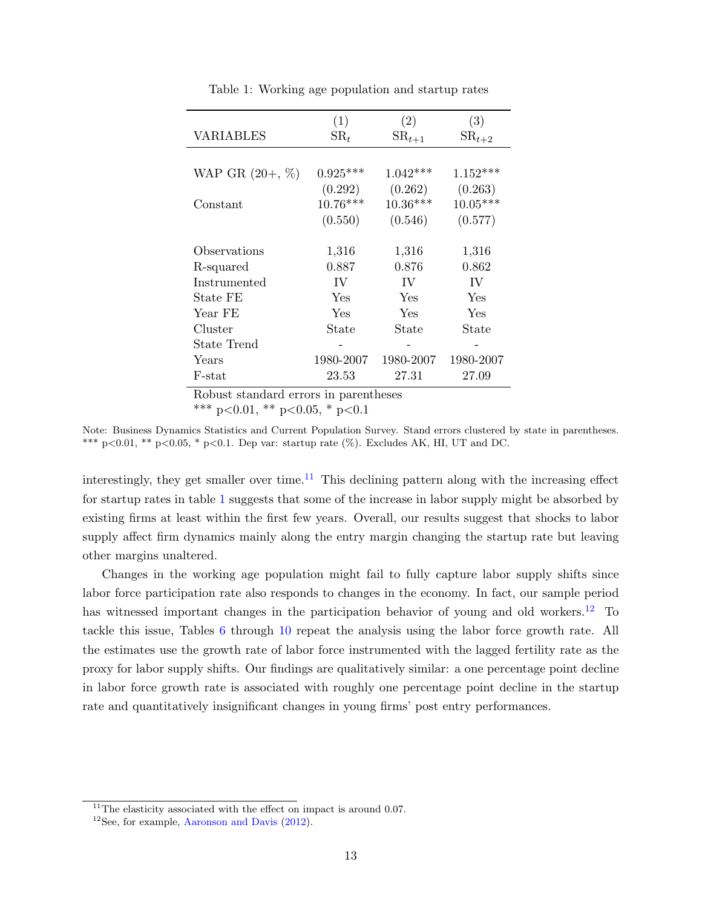Table 1: Working age population and startup rates

| VARIABLES | (1) $SR_t$ | (2) $SR_{t+1}$ | (3) $SR_{t+2}$ |
|---|---|---|---|
| WAP GR (20+, %) | 0.925*** | 1.042*** | 1.152*** |
| | (0.292) | (0.262) | (0.263) |
| Constant | 10.76*** | 10.36*** | 10.05*** |
| | (0.550) | (0.546) | (0.577) |
| Observations | 1,316 | 1,316 | 1,316 |
| R-squared | 0.887 | 0.876 | 0.862 |
| Instrumented | IV | IV | IV |
| State FE | Yes | Yes | Yes |
| Year FE | Yes | Yes | Yes |
| Cluster | State | State | State |
| State Trend | - | - | - |
| Years | 1980-2007 | 1980-2007 | 1980-2007 |
| F-stat | 23.53 | 27.31 | 27.09 |

Robust standard errors in parentheses
*** p<0.01, ** p<0.05, * p<0.1

Note: Business Dynamics Statistics and Current Population Survey. Stand errors clustered by state in parentheses. *** p<0.01, ** p<0.05, * p<0.1. Dep var: startup rate (%). Excludes AK, HI, UT and DC.

interestingly, they get smaller over time.[11] This declining pattern along with the increasing effect for startup rates in table 1 suggests that some of the increase in labor supply might be absorbed by existing firms at least within the first few years. Overall, our results suggest that shocks to labor supply affect firm dynamics mainly along the entry margin changing the startup rate but leaving other margins unaltered.

Changes in the working age population might fail to fully capture labor supply shifts since labor force participation rate also responds to changes in the economy. In fact, our sample period has witnessed important changes in the participation behavior of young and old workers.[12] To tackle this issue, Tables 6 through 10 repeat the analysis using the labor force growth rate. All the estimates use the growth rate of labor force instrumented with the lagged fertility rate as the proxy for labor supply shifts. Our findings are qualitatively similar: a one percentage point decline in labor force growth rate is associated with roughly one percentage point decline in the startup rate and quantitatively insignificant changes in young firms' post entry performances.

[11] The elasticity associated with the effect on impact is around 0.07.

[12] See, for example, Aaronson and Davis (2012).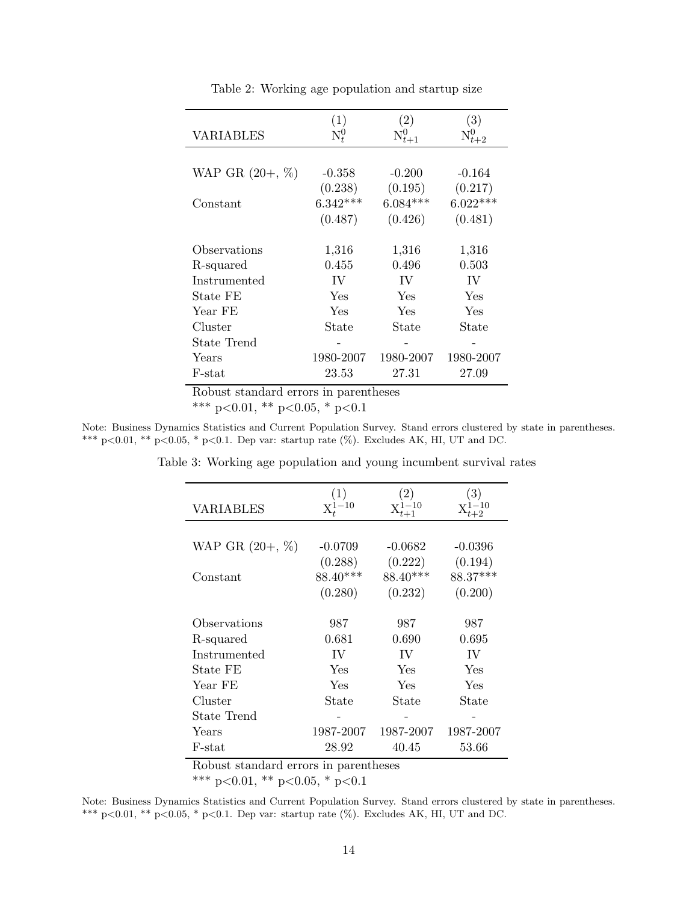Table 2: Working age population and startup size

| VARIABLES | (1) $N^0_t$ | (2) $N^0_{t+1}$ | (3) $N^0_{t+2}$ |
|---|---|---|---|
| WAP GR (20+, %) | -0.358 | -0.200 | -0.164 |
| | (0.238) | (0.195) | (0.217) |
| Constant | 6.342*** | 6.084*** | 6.022*** |
| | (0.487) | (0.426) | (0.481) |
| Observations | 1,316 | 1,316 | 1,316 |
| R-squared | 0.455 | 0.496 | 0.503 |
| Instrumented | IV | IV | IV |
| State FE | Yes | Yes | Yes |
| Year FE | Yes | Yes | Yes |
| Cluster | State | State | State |
| State Trend | - | - | - |
| Years | 1980-2007 | 1980-2007 | 1980-2007 |
| F-stat | 23.53 | 27.31 | 27.09 |

Robust standard errors in parentheses
*** p<0.01, ** p<0.05, * p<0.1

Note: Business Dynamics Statistics and Current Population Survey. Stand errors clustered by state in parentheses. *** p<0.01, ** p<0.05, * p<0.1. Dep var: startup rate (%). Excludes AK, HI, UT and DC.

Table 3: Working age population and young incumbent survival rates

| VARIABLES | (1) $X^{1-10}_t$ | (2) $X^{1-10}_{t+1}$ | (3) $X^{1-10}_{t+2}$ |
|---|---|---|---|
| WAP GR (20+, %) | -0.0709 | -0.0682 | -0.0396 |
| | (0.288) | (0.222) | (0.194) |
| Constant | 88.40*** | 88.40*** | 88.37*** |
| | (0.280) | (0.232) | (0.200) |
| Observations | 987 | 987 | 987 |
| R-squared | 0.681 | 0.690 | 0.695 |
| Instrumented | IV | IV | IV |
| State FE | Yes | Yes | Yes |
| Year FE | Yes | Yes | Yes |
| Cluster | State | State | State |
| State Trend | - | - | - |
| Years | 1987-2007 | 1987-2007 | 1987-2007 |
| F-stat | 28.92 | 40.45 | 53.66 |

Robust standard errors in parentheses
*** p<0.01, ** p<0.05, * p<0.1

Note: Business Dynamics Statistics and Current Population Survey. Stand errors clustered by state in parentheses. *** p<0.01, ** p<0.05, * p<0.1. Dep var: startup rate (%). Excludes AK, HI, UT and DC.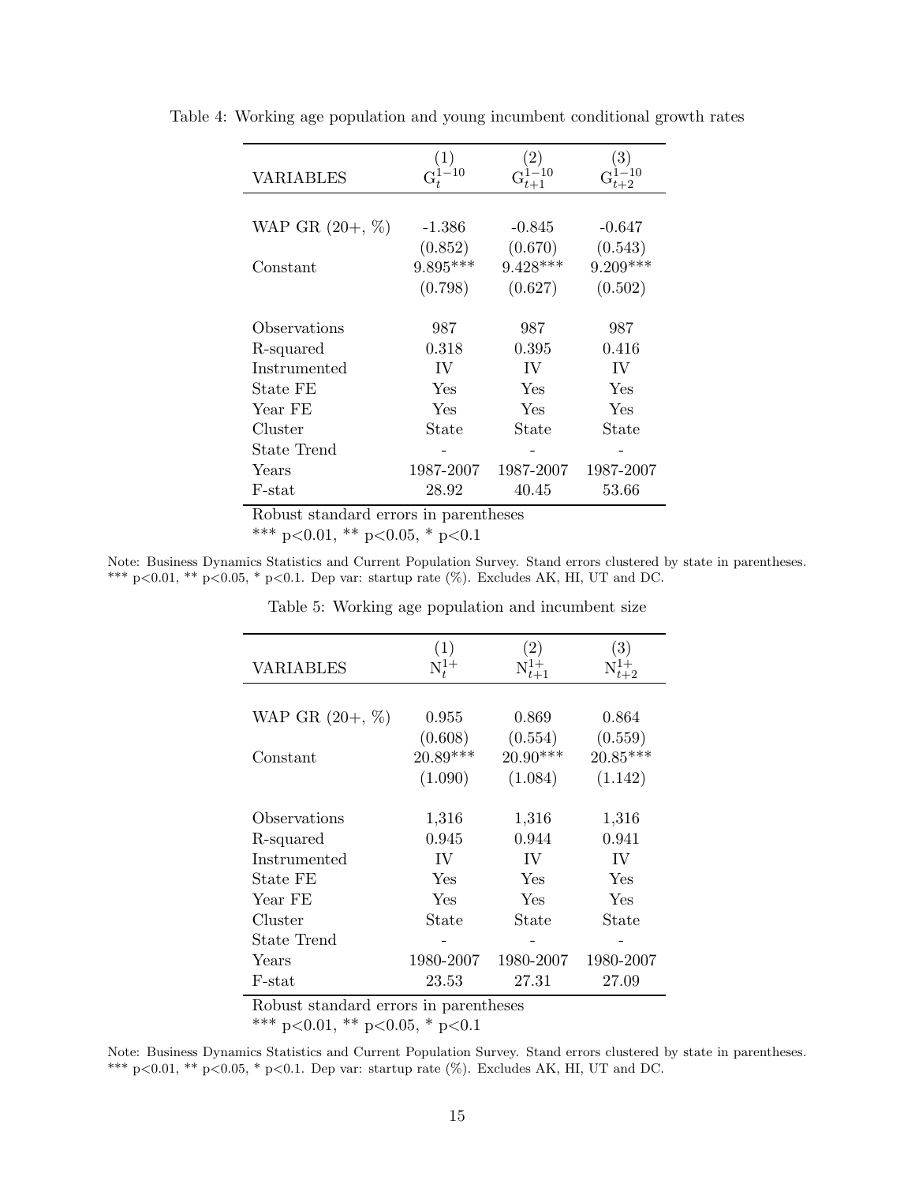Table 4: Working age population and young incumbent conditional growth rates

| VARIABLES | (1) $G_t^{1-10}$ | (2) $G_{t+1}^{1-10}$ | (3) $G_{t+2}^{1-10}$ |
|---|---|---|---|
| WAP GR (20+, %) | -1.386 | -0.845 | -0.647 |
| | (0.852) | (0.670) | (0.543) |
| Constant | 9.895*** | 9.428*** | 9.209*** |
| | (0.798) | (0.627) | (0.502) |
| Observations | 987 | 987 | 987 |
| R-squared | 0.318 | 0.395 | 0.416 |
| Instrumented | IV | IV | IV |
| State FE | Yes | Yes | Yes |
| Year FE | Yes | Yes | Yes |
| Cluster | State | State | State |
| State Trend | - | - | - |
| Years | 1987-2007 | 1987-2007 | 1987-2007 |
| F-stat | 28.92 | 40.45 | 53.66 |

Robust standard errors in parentheses

*** p<0.01, ** p<0.05, * p<0.1

Note: Business Dynamics Statistics and Current Population Survey. Stand errors clustered by state in parentheses. *** p<0.01, ** p<0.05, * p<0.1. Dep var: startup rate (%). Excludes AK, HI, UT and DC.

Table 5: Working age population and incumbent size

| VARIABLES | (1) $N_t^{1+}$ | (2) $N_{t+1}^{1+}$ | (3) $N_{t+2}^{1+}$ |
|---|---|---|---|
| WAP GR (20+, %) | 0.955 | 0.869 | 0.864 |
| | (0.608) | (0.554) | (0.559) |
| Constant | 20.89*** | 20.90*** | 20.85*** |
| | (1.090) | (1.084) | (1.142) |
| Observations | 1,316 | 1,316 | 1,316 |
| R-squared | 0.945 | 0.944 | 0.941 |
| Instrumented | IV | IV | IV |
| State FE | Yes | Yes | Yes |
| Year FE | Yes | Yes | Yes |
| Cluster | State | State | State |
| State Trend | - | - | - |
| Years | 1980-2007 | 1980-2007 | 1980-2007 |
| F-stat | 23.53 | 27.31 | 27.09 |

Robust standard errors in parentheses

*** p<0.01, ** p<0.05, * p<0.1

Note: Business Dynamics Statistics and Current Population Survey. Stand errors clustered by state in parentheses. *** p<0.01, ** p<0.05, * p<0.1. Dep var: startup rate (%). Excludes AK, HI, UT and DC.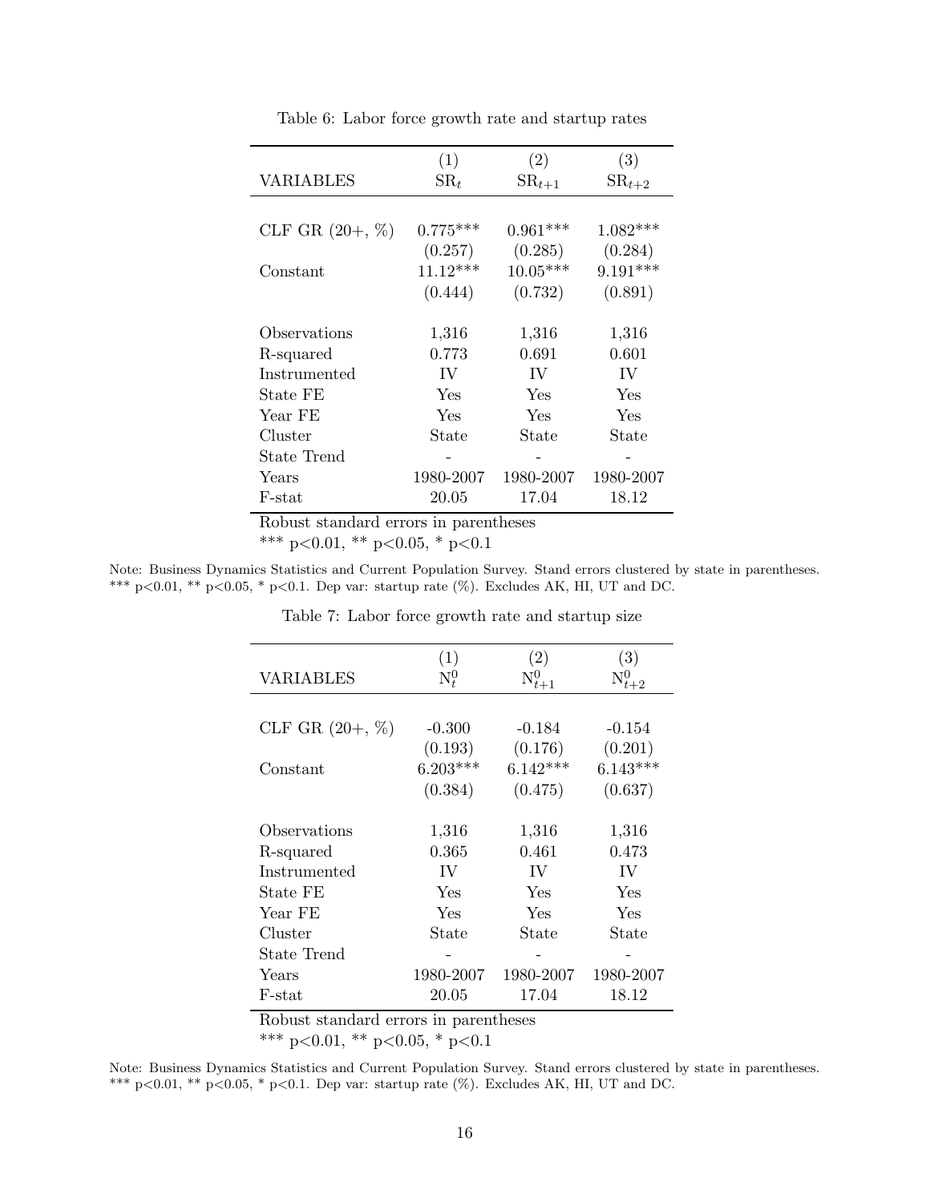Table 6: Labor force growth rate and startup rates

| VARIABLES | (1) $\text{SR}_t$ | (2) $\text{SR}_{t+1}$ | (3) $\text{SR}_{t+2}$ |
|---|---|---|---|
| CLF GR (20+, %) | 0.775*** | 0.961*** | 1.082*** |
| | (0.257) | (0.285) | (0.284) |
| Constant | 11.12*** | 10.05*** | 9.191*** |
| | (0.444) | (0.732) | (0.891) |
| Observations | 1,316 | 1,316 | 1,316 |
| R-squared | 0.773 | 0.691 | 0.601 |
| Instrumented | IV | IV | IV |
| State FE | Yes | Yes | Yes |
| Year FE | Yes | Yes | Yes |
| Cluster | State | State | State |
| State Trend | - | - | - |
| Years | 1980-2007 | 1980-2007 | 1980-2007 |
| F-stat | 20.05 | 17.04 | 18.12 |

Robust standard errors in parentheses

*** p<0.01, ** p<0.05, * p<0.1

Note: Business Dynamics Statistics and Current Population Survey. Stand errors clustered by state in parentheses. *** p<0.01, ** p<0.05, * p<0.1. Dep var: startup rate (%). Excludes AK, HI, UT and DC.

Table 7: Labor force growth rate and startup size

| VARIABLES | (1) $\text{N}^0_t$ | (2) $\text{N}^0_{t+1}$ | (3) $\text{N}^0_{t+2}$ |
|---|---|---|---|
| CLF GR (20+, %) | -0.300 | -0.184 | -0.154 |
| | (0.193) | (0.176) | (0.201) |
| Constant | 6.203*** | 6.142*** | 6.143*** |
| | (0.384) | (0.475) | (0.637) |
| Observations | 1,316 | 1,316 | 1,316 |
| R-squared | 0.365 | 0.461 | 0.473 |
| Instrumented | IV | IV | IV |
| State FE | Yes | Yes | Yes |
| Year FE | Yes | Yes | Yes |
| Cluster | State | State | State |
| State Trend | - | - | - |
| Years | 1980-2007 | 1980-2007 | 1980-2007 |
| F-stat | 20.05 | 17.04 | 18.12 |

Robust standard errors in parentheses

*** p<0.01, ** p<0.05, * p<0.1

Note: Business Dynamics Statistics and Current Population Survey. Stand errors clustered by state in parentheses. *** p<0.01, ** p<0.05, * p<0.1. Dep var: startup rate (%). Excludes AK, HI, UT and DC.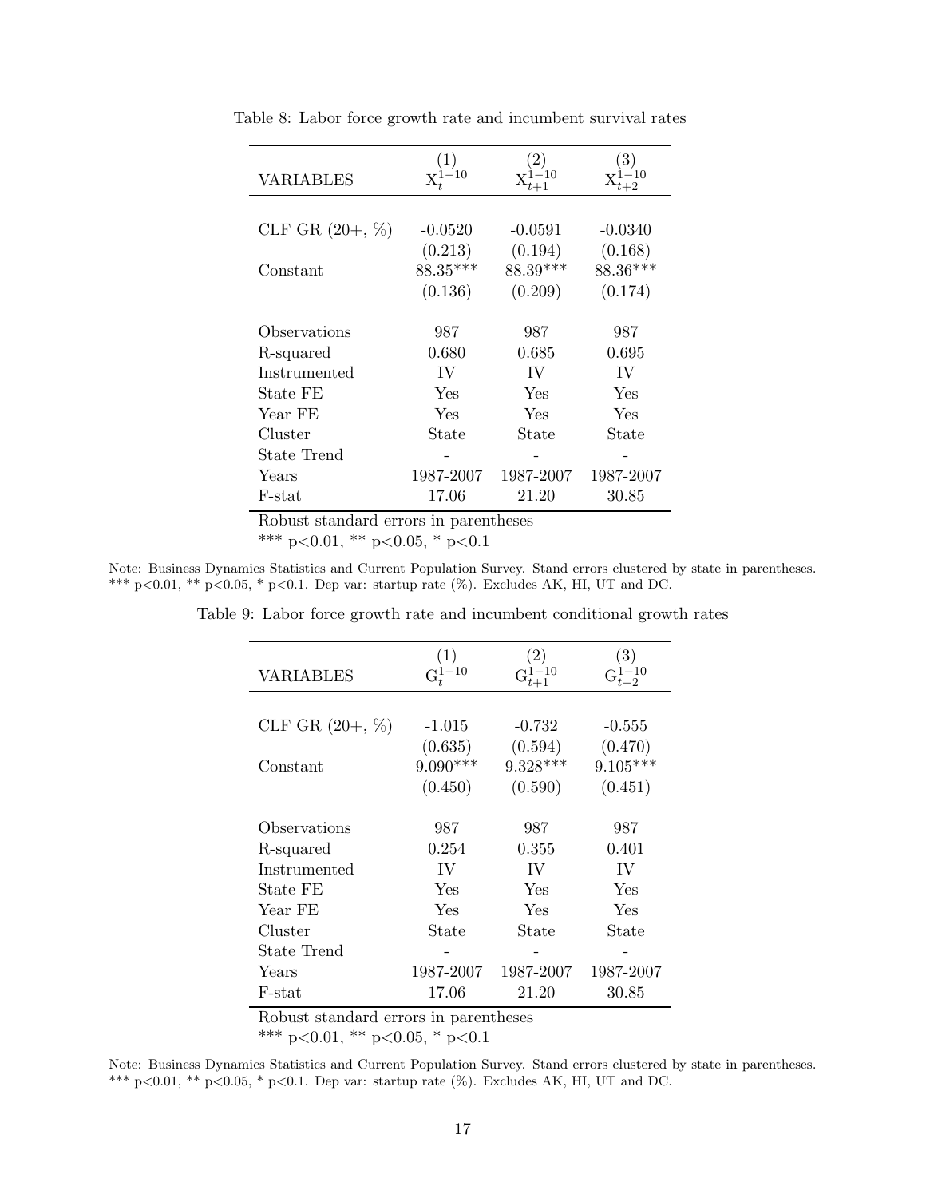Table 8: Labor force growth rate and incumbent survival rates

| VARIABLES | (1) $X_t^{1-10}$ | (2) $X_{t+1}^{1-10}$ | (3) $X_{t+2}^{1-10}$ |
|---|---|---|---|
| CLF GR (20+, %) | -0.0520 | -0.0591 | -0.0340 |
| | (0.213) | (0.194) | (0.168) |
| Constant | 88.35*** | 88.39*** | 88.36*** |
| | (0.136) | (0.209) | (0.174) |
| Observations | 987 | 987 | 987 |
| R-squared | 0.680 | 0.685 | 0.695 |
| Instrumented | IV | IV | IV |
| State FE | Yes | Yes | Yes |
| Year FE | Yes | Yes | Yes |
| Cluster | State | State | State |
| State Trend | - | - | - |
| Years | 1987-2007 | 1987-2007 | 1987-2007 |
| F-stat | 17.06 | 21.20 | 30.85 |

Robust standard errors in parentheses

*** p<0.01, ** p<0.05, * p<0.1

Note: Business Dynamics Statistics and Current Population Survey. Stand errors clustered by state in parentheses. *** p<0.01, ** p<0.05, * p<0.1. Dep var: startup rate (%). Excludes AK, HI, UT and DC.

Table 9: Labor force growth rate and incumbent conditional growth rates

| VARIABLES | (1) $G_t^{1-10}$ | (2) $G_{t+1}^{1-10}$ | (3) $G_{t+2}^{1-10}$ |
|---|---|---|---|
| CLF GR (20+, %) | -1.015 | -0.732 | -0.555 |
| | (0.635) | (0.594) | (0.470) |
| Constant | 9.090*** | 9.328*** | 9.105*** |
| | (0.450) | (0.590) | (0.451) |
| Observations | 987 | 987 | 987 |
| R-squared | 0.254 | 0.355 | 0.401 |
| Instrumented | IV | IV | IV |
| State FE | Yes | Yes | Yes |
| Year FE | Yes | Yes | Yes |
| Cluster | State | State | State |
| State Trend | - | - | - |
| Years | 1987-2007 | 1987-2007 | 1987-2007 |
| F-stat | 17.06 | 21.20 | 30.85 |

Robust standard errors in parentheses

*** p<0.01, ** p<0.05, * p<0.1

Note: Business Dynamics Statistics and Current Population Survey. Stand errors clustered by state in parentheses. *** p<0.01, ** p<0.05, * p<0.1. Dep var: startup rate (%). Excludes AK, HI, UT and DC.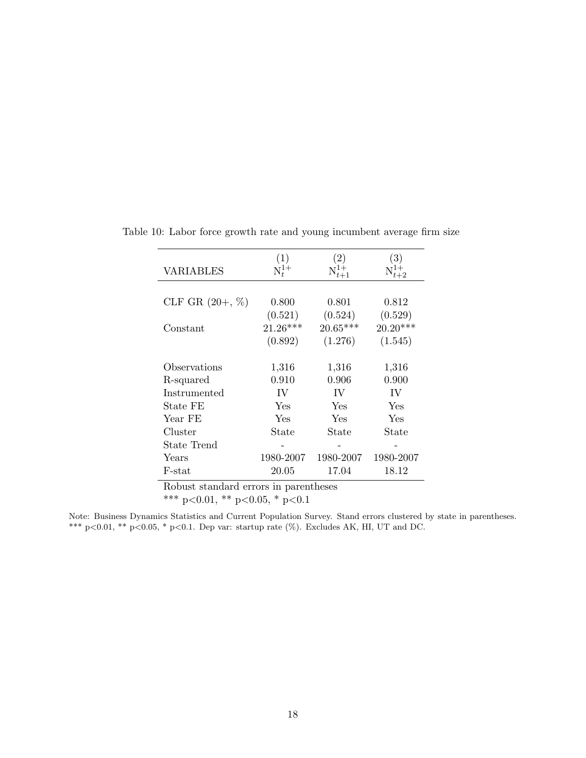Table 10: Labor force growth rate and young incumbent average firm size

| VARIABLES | (1) $N_t^{1+}$ | (2) $N_{t+1}^{1+}$ | (3) $N_{t+2}^{1+}$ |
|---|---|---|---|
| CLF GR (20+, %) | 0.800 | 0.801 | 0.812 |
| | (0.521) | (0.524) | (0.529) |
| Constant | 21.26*** | 20.65*** | 20.20*** |
| | (0.892) | (1.276) | (1.545) |
| Observations | 1,316 | 1,316 | 1,316 |
| R-squared | 0.910 | 0.906 | 0.900 |
| Instrumented | IV | IV | IV |
| State FE | Yes | Yes | Yes |
| Year FE | Yes | Yes | Yes |
| Cluster | State | State | State |
| State Trend | - | - | - |
| Years | 1980-2007 | 1980-2007 | 1980-2007 |
| F-stat | 20.05 | 17.04 | 18.12 |

Robust standard errors in parentheses
*** p<0.01, ** p<0.05, * p<0.1

Note: Business Dynamics Statistics and Current Population Survey. Stand errors clustered by state in parentheses. *** p<0.01, ** p<0.05, * p<0.1. Dep var: startup rate (%). Excludes AK, HI, UT and DC.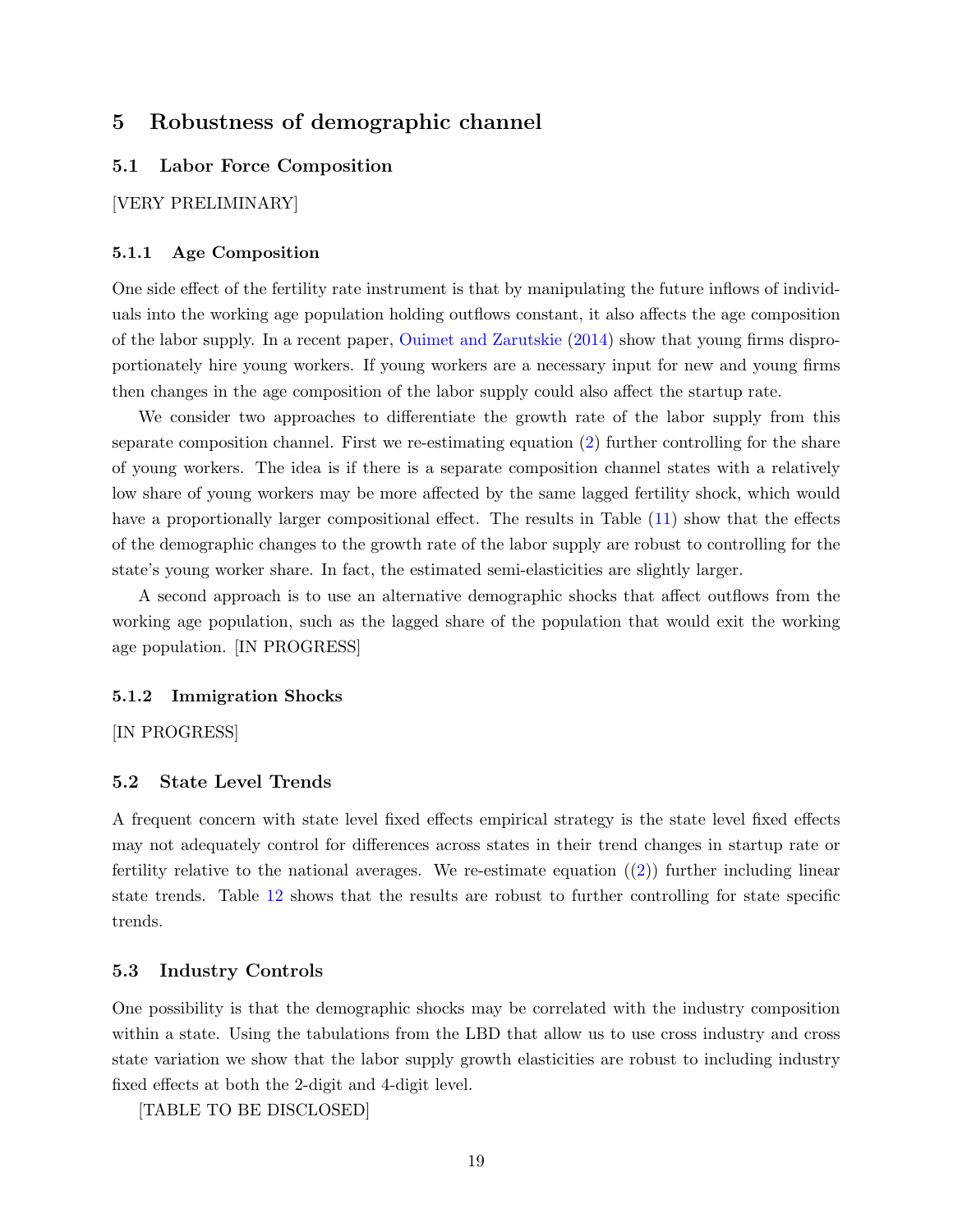# 5 Robustness of demographic channel

## 5.1 Labor Force Composition

[VERY PRELIMINARY]

### 5.1.1 Age Composition

One side effect of the fertility rate instrument is that by manipulating the future inflows of individuals into the working age population holding outflows constant, it also affects the age composition of the labor supply. In a recent paper, Ouimet and Zarutskie (2014) show that young firms disproportionately hire young workers. If young workers are a necessary input for new and young firms then changes in the age composition of the labor supply could also affect the startup rate.

We consider two approaches to differentiate the growth rate of the labor supply from this separate composition channel. First we re-estimating equation (2) further controlling for the share of young workers. The idea is if there is a separate composition channel states with a relatively low share of young workers may be more affected by the same lagged fertility shock, which would have a proportionally larger compositional effect. The results in Table (11) show that the effects of the demographic changes to the growth rate of the labor supply are robust to controlling for the state's young worker share. In fact, the estimated semi-elasticities are slightly larger.

A second approach is to use an alternative demographic shocks that affect outflows from the working age population, such as the lagged share of the population that would exit the working age population. [IN PROGRESS]

### 5.1.2 Immigration Shocks

[IN PROGRESS]

## 5.2 State Level Trends

A frequent concern with state level fixed effects empirical strategy is the state level fixed effects may not adequately control for differences across states in their trend changes in startup rate or fertility relative to the national averages. We re-estimate equation ((2)) further including linear state trends. Table 12 shows that the results are robust to further controlling for state specific trends.

## 5.3 Industry Controls

One possibility is that the demographic shocks may be correlated with the industry composition within a state. Using the tabulations from the LBD that allow us to use cross industry and cross state variation we show that the labor supply growth elasticities are robust to including industry fixed effects at both the 2-digit and 4-digit level.

[TABLE TO BE DISCLOSED]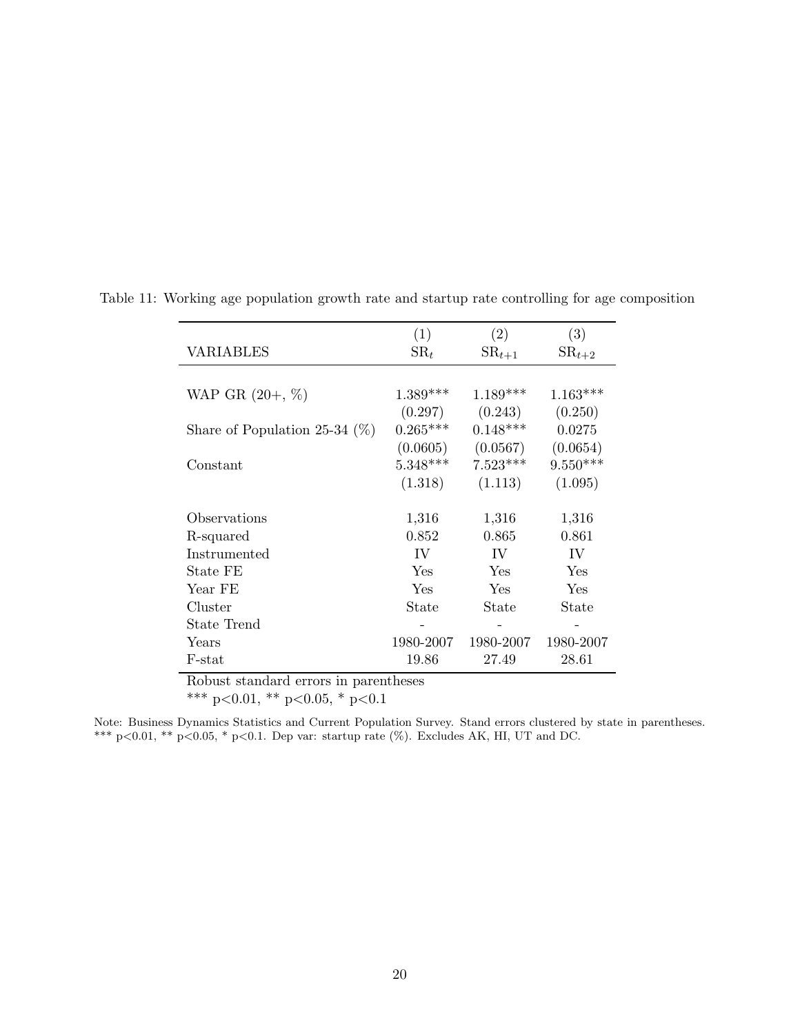Table 11: Working age population growth rate and startup rate controlling for age composition

| VARIABLES | (1)<br>$SR_t$ | (2)<br>$SR_{t+1}$ | (3)<br>$SR_{t+2}$ |
|---|---|---|---|
| WAP GR (20+, %) | 1.389*** | 1.189*** | 1.163*** |
| | (0.297) | (0.243) | (0.250) |
| Share of Population 25-34 (%) | 0.265*** | 0.148*** | 0.0275 |
| | (0.0605) | (0.0567) | (0.0654) |
| Constant | 5.348*** | 7.523*** | 9.550*** |
| | (1.318) | (1.113) | (1.095) |
| Observations | 1,316 | 1,316 | 1,316 |
| R-squared | 0.852 | 0.865 | 0.861 |
| Instrumented | IV | IV | IV |
| State FE | Yes | Yes | Yes |
| Year FE | Yes | Yes | Yes |
| Cluster | State | State | State |
| State Trend | - | - | - |
| Years | 1980-2007 | 1980-2007 | 1980-2007 |
| F-stat | 19.86 | 27.49 | 28.61 |

Robust standard errors in parentheses

*** p<0.01, ** p<0.05, * p<0.1

Note: Business Dynamics Statistics and Current Population Survey. Stand errors clustered by state in parentheses. *** p<0.01, ** p<0.05, * p<0.1. Dep var: startup rate (%). Excludes AK, HI, UT and DC.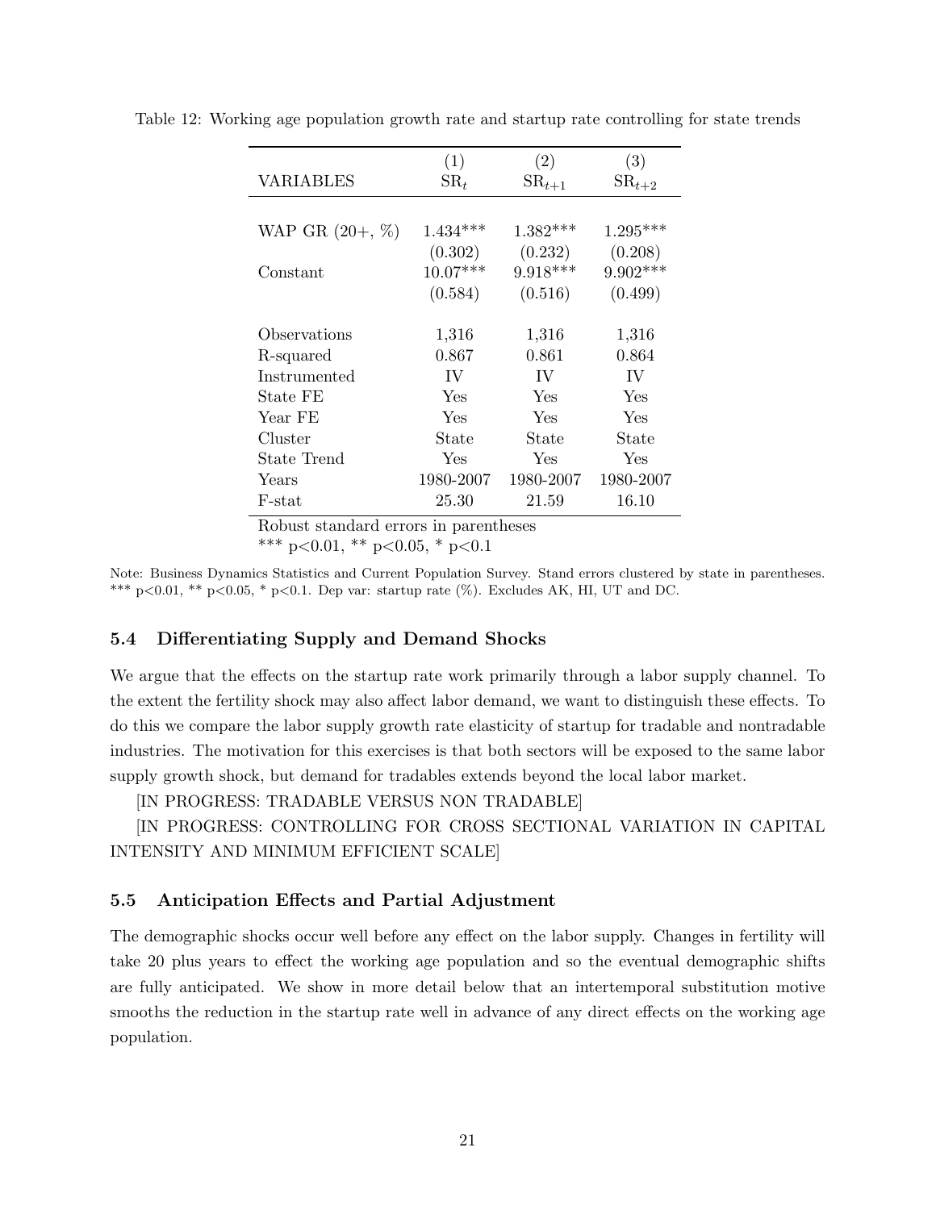Table 12: Working age population growth rate and startup rate controlling for state trends

| VARIABLES | (1) $SR_t$ | (2) $SR_{t+1}$ | (3) $SR_{t+2}$ |
|---|---|---|---|
| WAP GR (20+, %) | 1.434*** | 1.382*** | 1.295*** |
| | (0.302) | (0.232) | (0.208) |
| Constant | 10.07*** | 9.918*** | 9.902*** |
| | (0.584) | (0.516) | (0.499) |
| Observations | 1,316 | 1,316 | 1,316 |
| R-squared | 0.867 | 0.861 | 0.864 |
| Instrumented | IV | IV | IV |
| State FE | Yes | Yes | Yes |
| Year FE | Yes | Yes | Yes |
| Cluster | State | State | State |
| State Trend | Yes | Yes | Yes |
| Years | 1980-2007 | 1980-2007 | 1980-2007 |
| F-stat | 25.30 | 21.59 | 16.10 |

Robust standard errors in parentheses
*** p<0.01, ** p<0.05, * p<0.1

Note: Business Dynamics Statistics and Current Population Survey. Stand errors clustered by state in parentheses. *** p<0.01, ** p<0.05, * p<0.1. Dep var: startup rate (%). Excludes AK, HI, UT and DC.

### 5.4 Differentiating Supply and Demand Shocks

We argue that the effects on the startup rate work primarily through a labor supply channel. To the extent the fertility shock may also affect labor demand, we want to distinguish these effects. To do this we compare the labor supply growth rate elasticity of startup for tradable and nontradable industries. The motivation for this exercises is that both sectors will be exposed to the same labor supply growth shock, but demand for tradables extends beyond the local labor market.

[IN PROGRESS: TRADABLE VERSUS NON TRADABLE]

[IN PROGRESS: CONTROLLING FOR CROSS SECTIONAL VARIATION IN CAPITAL INTENSITY AND MINIMUM EFFICIENT SCALE]

### 5.5 Anticipation Effects and Partial Adjustment

The demographic shocks occur well before any effect on the labor supply. Changes in fertility will take 20 plus years to effect the working age population and so the eventual demographic shifts are fully anticipated. We show in more detail below that an intertemporal substitution motive smooths the reduction in the startup rate well in advance of any direct effects on the working age population.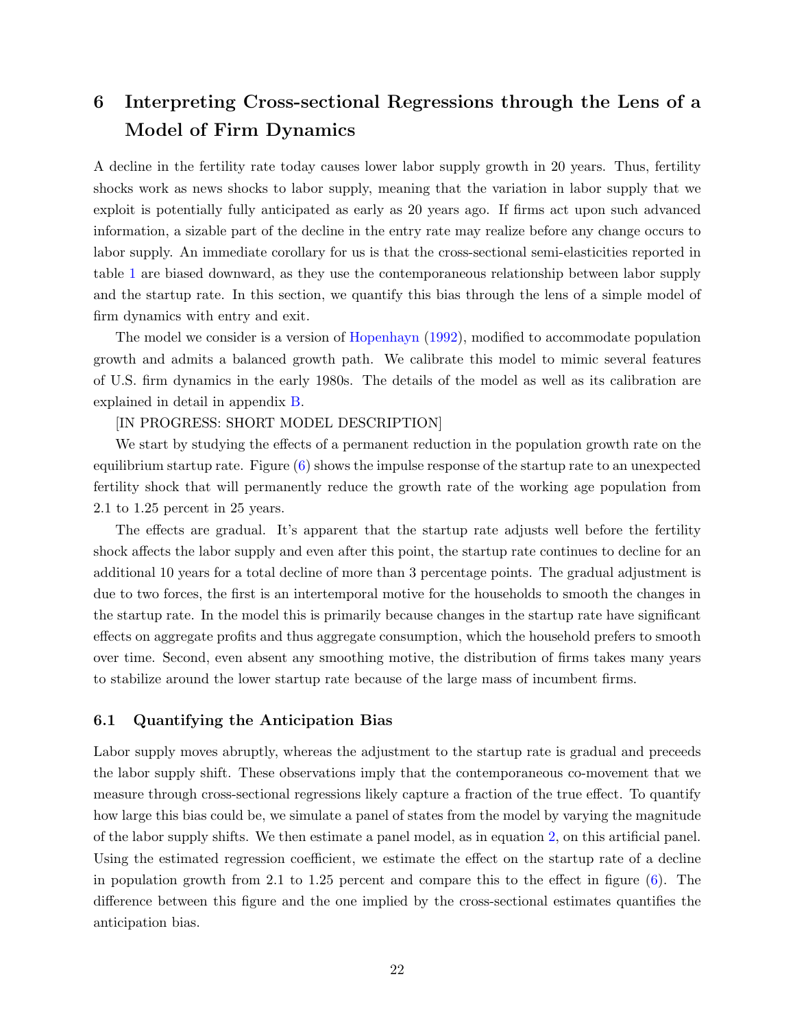# 6 Interpreting Cross-sectional Regressions through the Lens of a Model of Firm Dynamics

A decline in the fertility rate today causes lower labor supply growth in 20 years. Thus, fertility shocks work as news shocks to labor supply, meaning that the variation in labor supply that we exploit is potentially fully anticipated as early as 20 years ago. If firms act upon such advanced information, a sizable part of the decline in the entry rate may realize before any change occurs to labor supply. An immediate corollary for us is that the cross-sectional semi-elasticities reported in table 1 are biased downward, as they use the contemporaneous relationship between labor supply and the startup rate. In this section, we quantify this bias through the lens of a simple model of firm dynamics with entry and exit.

The model we consider is a version of Hopenhayn (1992), modified to accommodate population growth and admits a balanced growth path. We calibrate this model to mimic several features of U.S. firm dynamics in the early 1980s. The details of the model as well as its calibration are explained in detail in appendix B.

[IN PROGRESS: SHORT MODEL DESCRIPTION]

We start by studying the effects of a permanent reduction in the population growth rate on the equilibrium startup rate. Figure (6) shows the impulse response of the startup rate to an unexpected fertility shock that will permanently reduce the growth rate of the working age population from 2.1 to 1.25 percent in 25 years.

The effects are gradual. It's apparent that the startup rate adjusts well before the fertility shock affects the labor supply and even after this point, the startup rate continues to decline for an additional 10 years for a total decline of more than 3 percentage points. The gradual adjustment is due to two forces, the first is an intertemporal motive for the households to smooth the changes in the startup rate. In the model this is primarily because changes in the startup rate have significant effects on aggregate profits and thus aggregate consumption, which the household prefers to smooth over time. Second, even absent any smoothing motive, the distribution of firms takes many years to stabilize around the lower startup rate because of the large mass of incumbent firms.

## 6.1 Quantifying the Anticipation Bias

Labor supply moves abruptly, whereas the adjustment to the startup rate is gradual and preceeds the labor supply shift. These observations imply that the contemporaneous co-movement that we measure through cross-sectional regressions likely capture a fraction of the true effect. To quantify how large this bias could be, we simulate a panel of states from the model by varying the magnitude of the labor supply shifts. We then estimate a panel model, as in equation 2, on this artificial panel. Using the estimated regression coefficient, we estimate the effect on the startup rate of a decline in population growth from 2.1 to 1.25 percent and compare this to the effect in figure (6). The difference between this figure and the one implied by the cross-sectional estimates quantifies the anticipation bias.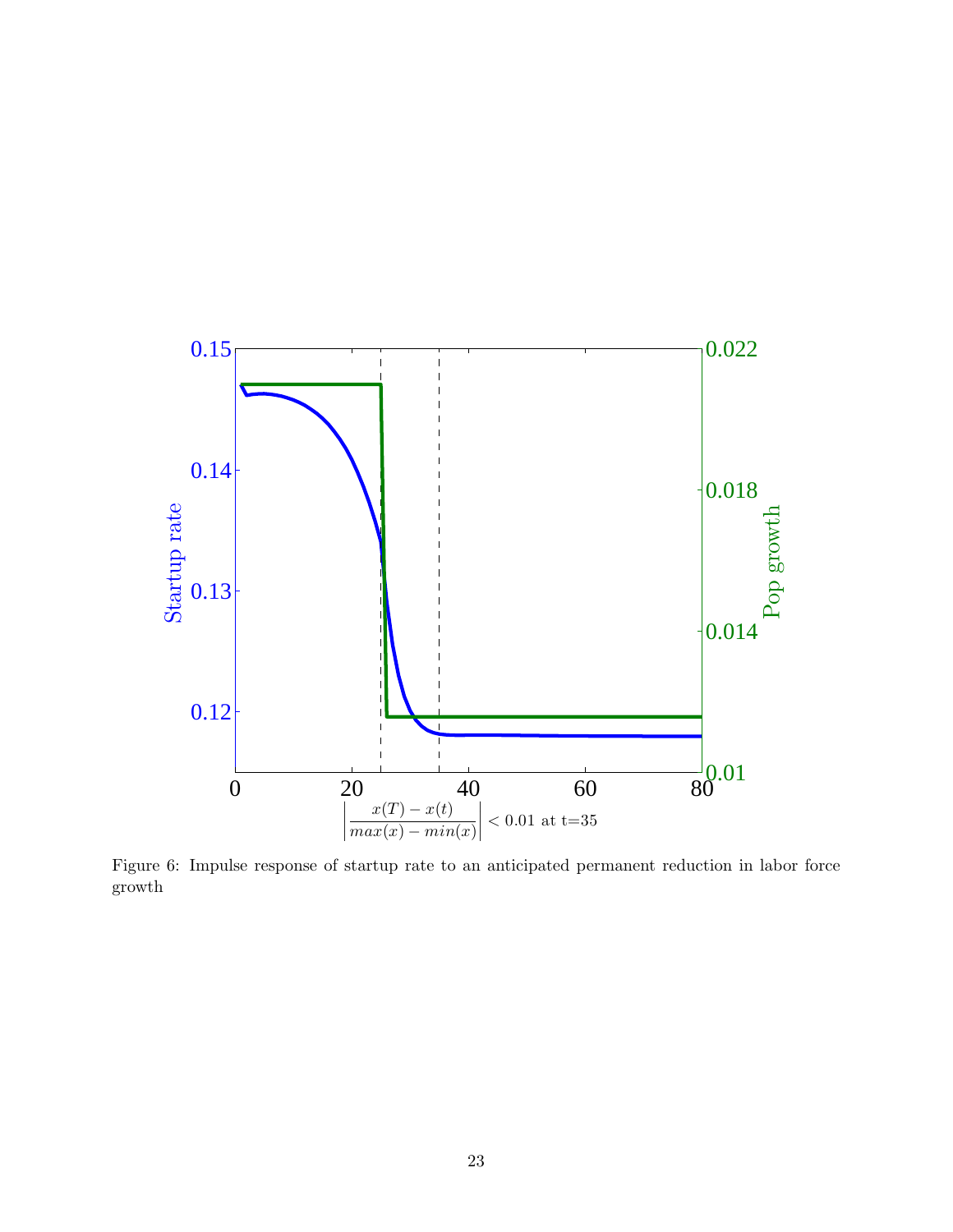Figure 6: Impulse response of startup rate to an anticipated permanent reduction in labor force growth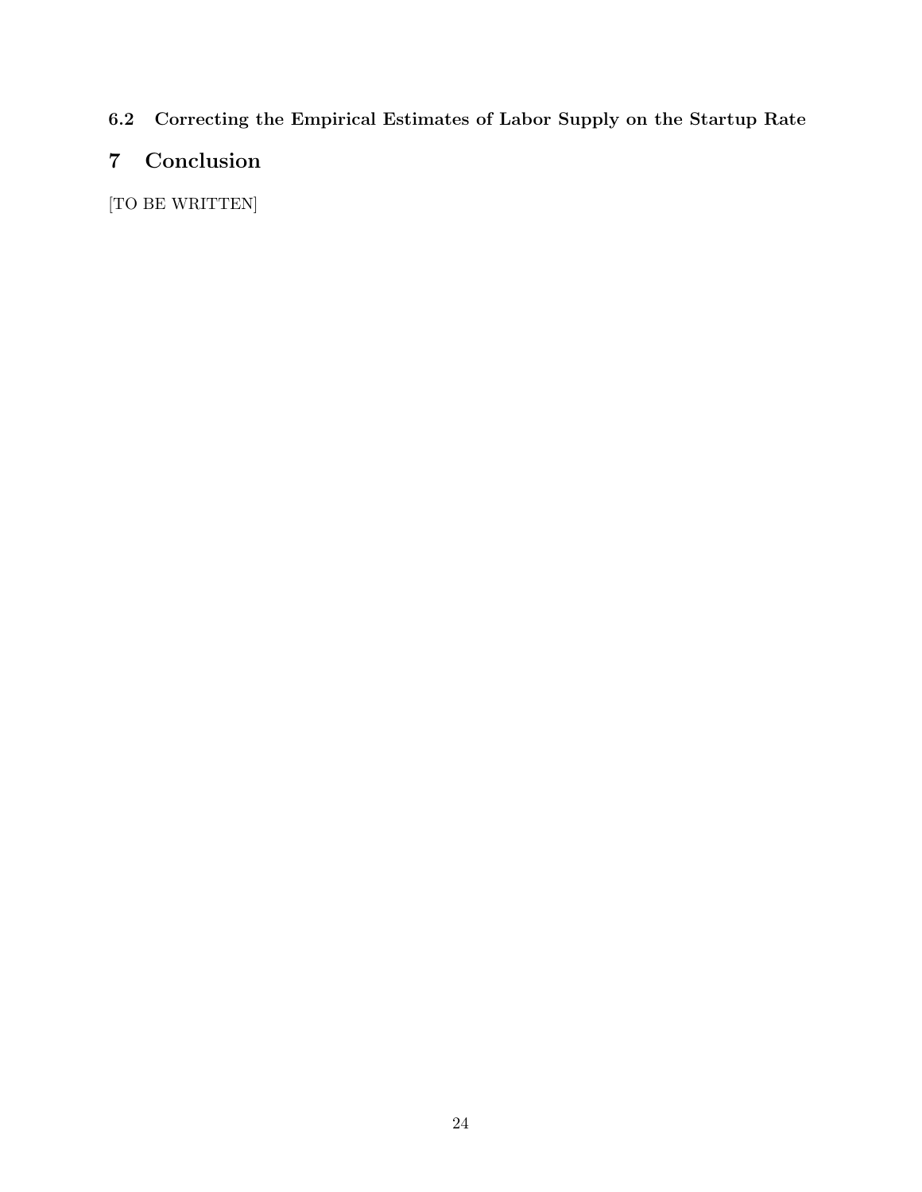### 6.2 Correcting the Empirical Estimates of Labor Supply on the Startup Rate

## 7 Conclusion

[TO BE WRITTEN]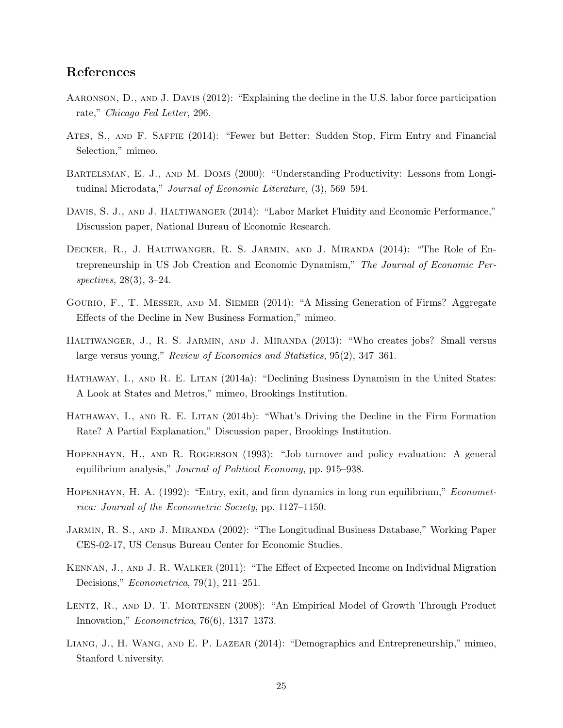## References

Aaronson, D., and J. Davis (2012): "Explaining the decline in the U.S. labor force participation rate," *Chicago Fed Letter*, 296.

Ates, S., and F. Saffie (2014): "Fewer but Better: Sudden Stop, Firm Entry and Financial Selection," mimeo.

Bartelsman, E. J., and M. Doms (2000): "Understanding Productivity: Lessons from Longitudinal Microdata," *Journal of Economic Literature*, (3), 569–594.

Davis, S. J., and J. Haltiwanger (2014): "Labor Market Fluidity and Economic Performance," Discussion paper, National Bureau of Economic Research.

Decker, R., J. Haltiwanger, R. S. Jarmin, and J. Miranda (2014): "The Role of Entrepreneurship in US Job Creation and Economic Dynamism," *The Journal of Economic Perspectives*, 28(3), 3–24.

Gourio, F., T. Messer, and M. Siemer (2014): "A Missing Generation of Firms? Aggregate Effects of the Decline in New Business Formation," mimeo.

Haltiwanger, J., R. S. Jarmin, and J. Miranda (2013): "Who creates jobs? Small versus large versus young," *Review of Economics and Statistics*, 95(2), 347–361.

Hathaway, I., and R. E. Litan (2014a): "Declining Business Dynamism in the United States: A Look at States and Metros," mimeo, Brookings Institution.

Hathaway, I., and R. E. Litan (2014b): "What's Driving the Decline in the Firm Formation Rate? A Partial Explanation," Discussion paper, Brookings Institution.

Hopenhayn, H., and R. Rogerson (1993): "Job turnover and policy evaluation: A general equilibrium analysis," *Journal of Political Economy*, pp. 915–938.

Hopenhayn, H. A. (1992): "Entry, exit, and firm dynamics in long run equilibrium," *Econometrica: Journal of the Econometric Society*, pp. 1127–1150.

Jarmin, R. S., and J. Miranda (2002): "The Longitudinal Business Database," Working Paper CES-02-17, US Census Bureau Center for Economic Studies.

Kennan, J., and J. R. Walker (2011): "The Effect of Expected Income on Individual Migration Decisions," *Econometrica*, 79(1), 211–251.

Lentz, R., and D. T. Mortensen (2008): "An Empirical Model of Growth Through Product Innovation," *Econometrica*, 76(6), 1317–1373.

Liang, J., H. Wang, and E. P. Lazear (2014): "Demographics and Entrepreneurship," mimeo, Stanford University.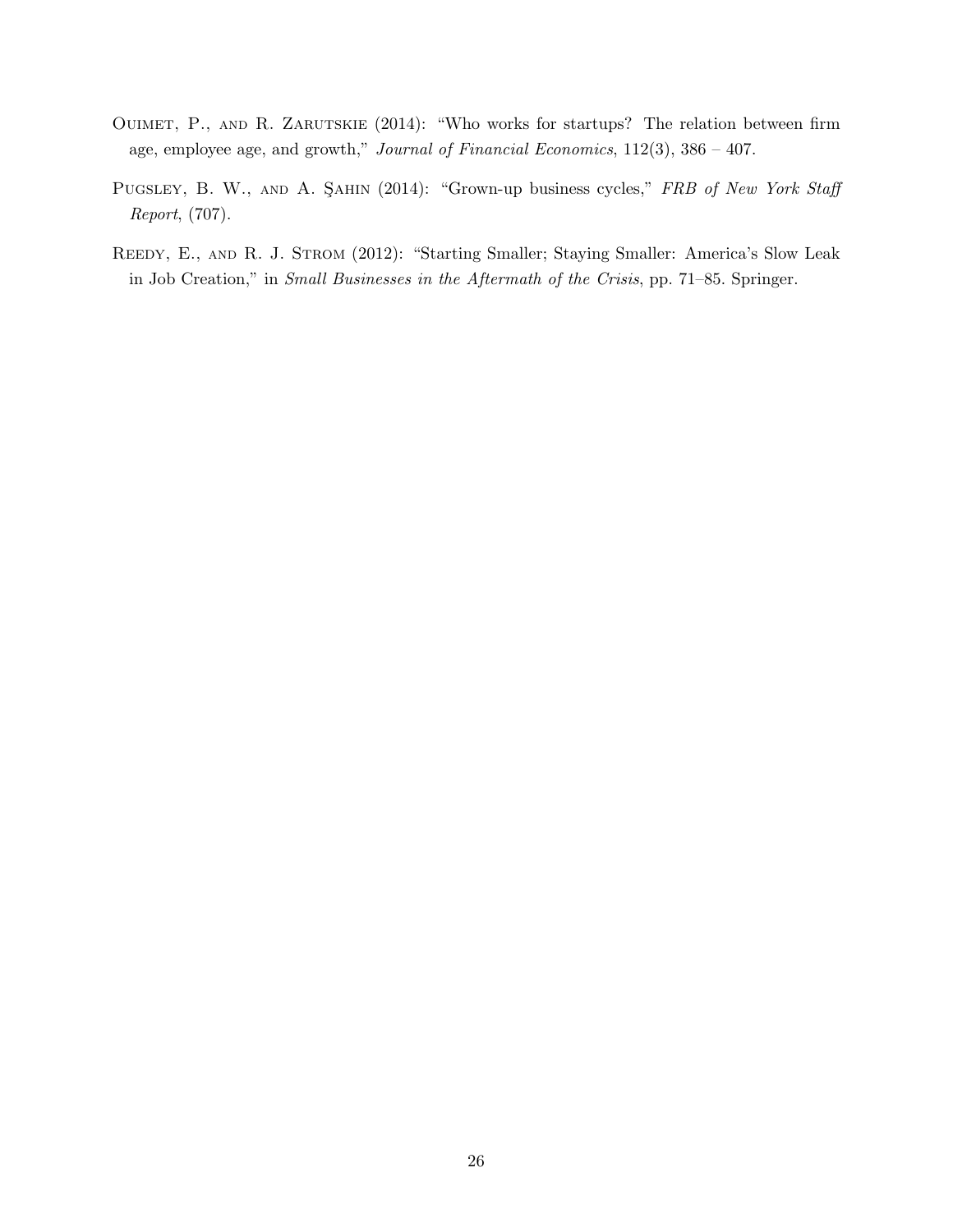Ouimet, P., and R. Zarutskie (2014): "Who works for startups? The relation between firm age, employee age, and growth," *Journal of Financial Economics*, 112(3), 386 – 407.

Pugsley, B. W., and A. Şahin (2014): "Grown-up business cycles," *FRB of New York Staff Report*, (707).

Reedy, E., and R. J. Strom (2012): "Starting Smaller; Staying Smaller: America's Slow Leak in Job Creation," in *Small Businesses in the Aftermath of the Crisis*, pp. 71–85. Springer.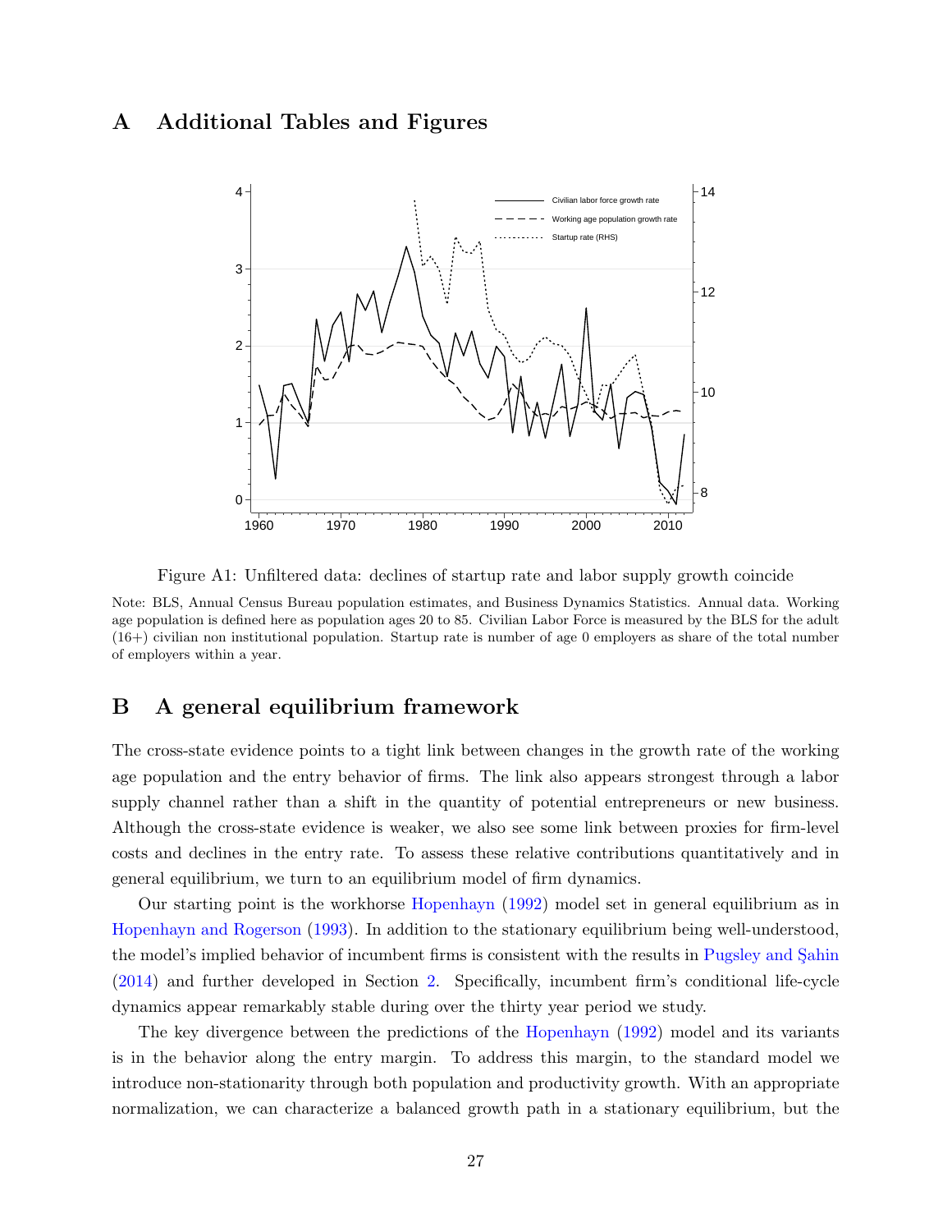# A Additional Tables and Figures

Figure A1: Unfiltered data: declines of startup rate and labor supply growth coincide

Note: BLS, Annual Census Bureau population estimates, and Business Dynamics Statistics. Annual data. Working age population is defined here as population ages 20 to 85. Civilian Labor Force is measured by the BLS for the adult (16+) civilian non institutional population. Startup rate is number of age 0 employers as share of the total number of employers within a year.

# B A general equilibrium framework

The cross-state evidence points to a tight link between changes in the growth rate of the working age population and the entry behavior of firms. The link also appears strongest through a labor supply channel rather than a shift in the quantity of potential entrepreneurs or new business. Although the cross-state evidence is weaker, we also see some link between proxies for firm-level costs and declines in the entry rate. To assess these relative contributions quantitatively and in general equilibrium, we turn to an equilibrium model of firm dynamics.

Our starting point is the workhorse Hopenhayn (1992) model set in general equilibrium as in Hopenhayn and Rogerson (1993). In addition to the stationary equilibrium being well-understood, the model's implied behavior of incumbent firms is consistent with the results in Pugsley and Şahin (2014) and further developed in Section 2. Specifically, incumbent firm's conditional life-cycle dynamics appear remarkably stable during over the thirty year period we study.

The key divergence between the predictions of the Hopenhayn (1992) model and its variants is in the behavior along the entry margin. To address this margin, to the standard model we introduce non-stationarity through both population and productivity growth. With an appropriate normalization, we can characterize a balanced growth path in a stationary equilibrium, but the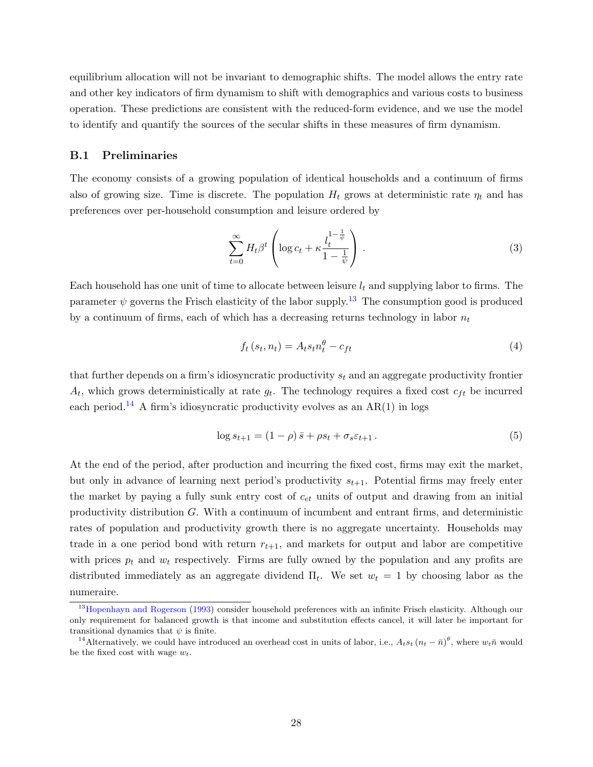equilibrium allocation will not be invariant to demographic shifts. The model allows the entry rate and other key indicators of firm dynamism to shift with demographics and various costs to business operation. These predictions are consistent with the reduced-form evidence, and we use the model to identify and quantify the sources of the secular shifts in these measures of firm dynamism.

### B.1 Preliminaries

The economy consists of a growing population of identical households and a continuum of firms also of growing size. Time is discrete. The population $H_t$ grows at deterministic rate $\eta_t$ and has preferences over per-household consumption and leisure ordered by

$$\sum_{t=0}^{\infty} H_t \beta^t \left( \log c_t + \kappa \frac{l_t^{1-\frac{1}{\psi}}}{1-\frac{1}{\psi}} \right) . \tag{3}$$

Each household has one unit of time to allocate between leisure $l_t$ and supplying labor to firms. The parameter $\psi$ governs the Frisch elasticity of the labor supply.[13] The consumption good is produced by a continuum of firms, each of which has a decreasing returns technology in labor $n_t$

$$f_t\left(s_t, n_t\right) = A_t s_t n_t^{\theta} - c_{ft} \tag{4}$$

that further depends on a firm's idiosyncratic productivity $s_t$ and an aggregate productivity frontier $A_t$, which grows deterministically at rate $g_t$. The technology requires a fixed cost $c_{ft}$ be incurred each period.[14] A firm's idiosyncratic productivity evolves as an AR(1) in logs

$$\log s_{t+1} = \left(1-\rho\right) \bar{s} + \rho s_t + \sigma_s \varepsilon_{t+1} \, . \tag{5}$$

At the end of the period, after production and incurring the fixed cost, firms may exit the market, but only in advance of learning next period's productivity $s_{t+1}$. Potential firms may freely enter the market by paying a fully sunk entry cost of $c_{et}$ units of output and drawing from an initial productivity distribution $G$. With a continuum of incumbent and entrant firms, and deterministic rates of population and productivity growth there is no aggregate uncertainty. Households may trade in a one period bond with return $r_{t+1}$, and markets for output and labor are competitive with prices $p_t$ and $w_t$ respectively. Firms are fully owned by the population and any profits are distributed immediately as an aggregate dividend $\Pi_t$. We set $w_t = 1$ by choosing labor as the numeraire.

[13] Hopenhayn and Rogerson (1993) consider household preferences with an infinite Frisch elasticity. Although our only requirement for balanced growth is that income and substitution effects cancel, it will later be important for transitional dynamics that $\psi$ is finite.

[14] Alternatively, we could have introduced an overhead cost in units of labor, i.e., $A_t s_t \left(n_t - \bar{n}\right)^{\theta}$, where $w_t \bar{n}$ would be the fixed cost with wage $w_t$.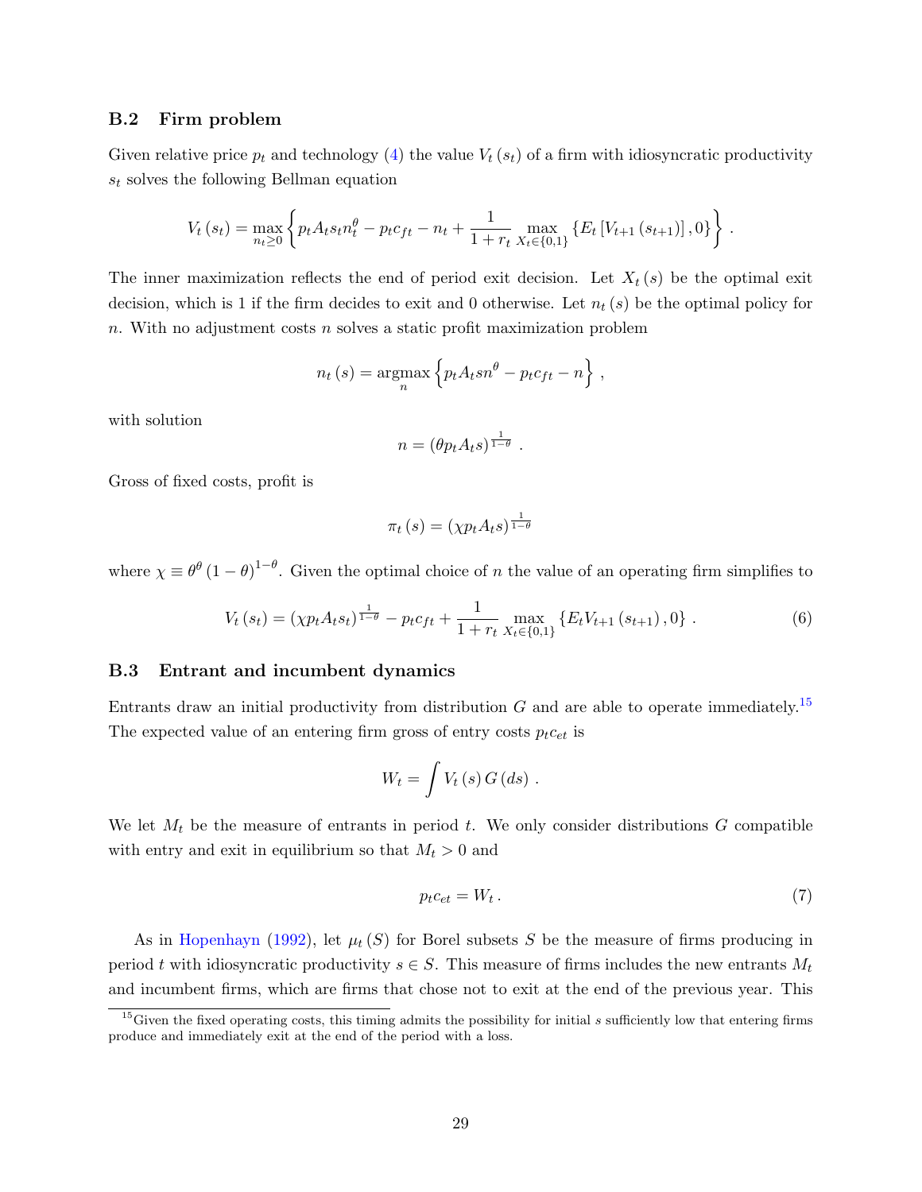### B.2 Firm problem

Given relative price $p_t$ and technology (4) the value $V_t(s_t)$ of a firm with idiosyncratic productivity $s_t$ solves the following Bellman equation

$$V_t(s_t) = \max_{n_t \geq 0} \left\{ p_t A_t s_t n_t^{\theta} - p_t c_{ft} - n_t + \frac{1}{1+r_t} \max_{X_t \in \{0,1\}} \left\{ E_t \left[ V_{t+1}(s_{t+1}) \right], 0 \right\} \right\} .$$

The inner maximization reflects the end of period exit decision. Let $X_t(s)$ be the optimal exit decision, which is 1 if the firm decides to exit and 0 otherwise. Let $n_t(s)$ be the optimal policy for $n$. With no adjustment costs $n$ solves a static profit maximization problem

$$n_t(s) = \operatorname*{argmax}_{n} \left\{ p_t A_t s n^{\theta} - p_t c_{ft} - n \right\} ,$$

with solution

$$n = (\theta p_t A_t s)^{\frac{1}{1-\theta}} .$$

Gross of fixed costs, profit is

$$\pi_t(s) = (\chi p_t A_t s)^{\frac{1}{1-\theta}}$$

where $\chi \equiv \theta^{\theta} (1-\theta)^{1-\theta}$. Given the optimal choice of $n$ the value of an operating firm simplifies to

$$V_t(s_t) = (\chi p_t A_t s_t)^{\frac{1}{1-\theta}} - p_t c_{ft} + \frac{1}{1+r_t} \max_{X_t \in \{0,1\}} \left\{ E_t V_{t+1}(s_{t+1}), 0 \right\} . \tag{6}$$

### B.3 Entrant and incumbent dynamics

Entrants draw an initial productivity from distribution $G$ and are able to operate immediately.[15] The expected value of an entering firm gross of entry costs $p_t c_{et}$ is

$$W_t = \int V_t(s) \, G(ds) .$$

We let $M_t$ be the measure of entrants in period $t$. We only consider distributions $G$ compatible with entry and exit in equilibrium so that $M_t > 0$ and

$$p_t c_{et} = W_t . \tag{7}$$

As in Hopenhayn (1992), let $\mu_t(S)$ for Borel subsets $S$ be the measure of firms producing in period $t$ with idiosyncratic productivity $s \in S$. This measure of firms includes the new entrants $M_t$ and incumbent firms, which are firms that chose not to exit at the end of the previous year. This

[15] Given the fixed operating costs, this timing admits the possibility for initial $s$ sufficiently low that entering firms produce and immediately exit at the end of the period with a loss.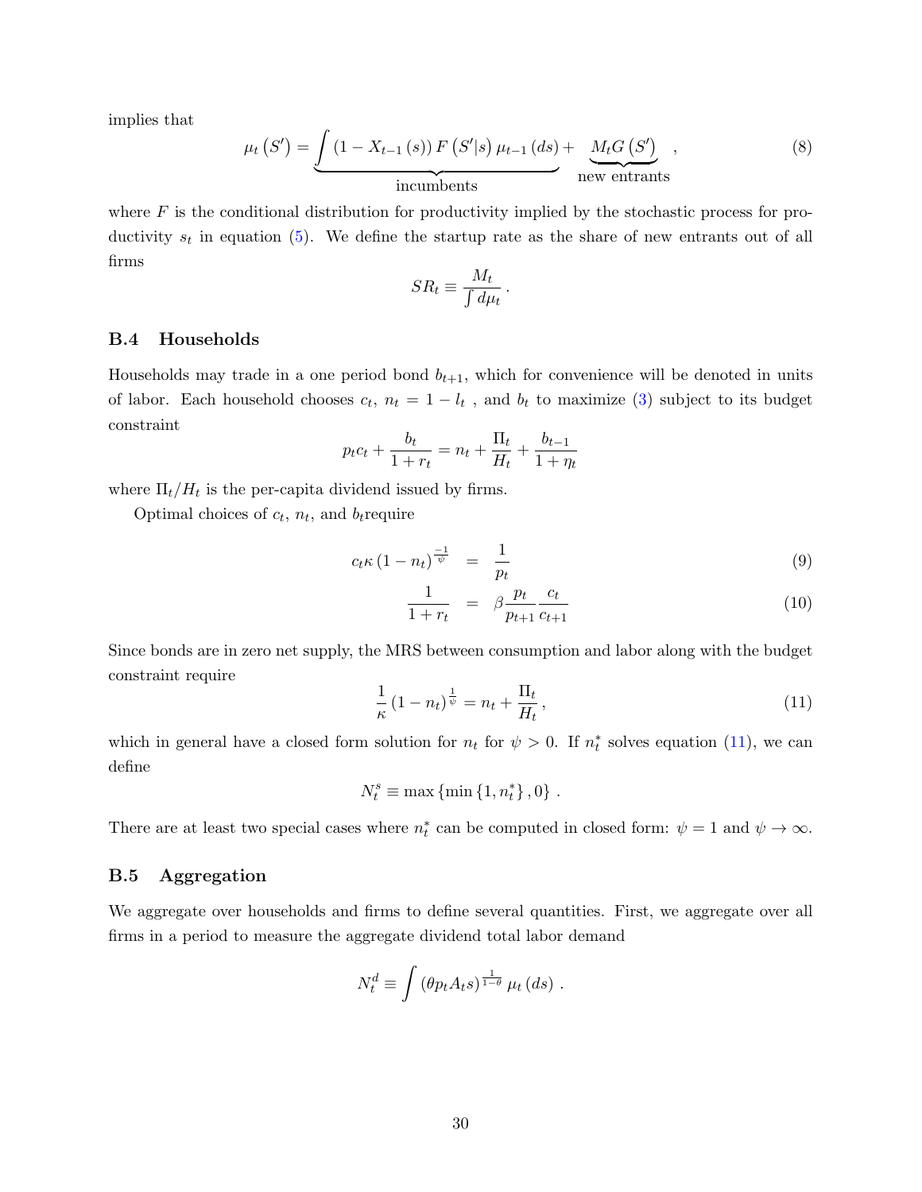implies that

$$\mu_t(S') = \underbrace{\int (1 - X_{t-1}(s)) F(S'|s) \mu_{t-1}(ds)}_{\text{incumbents}} + \underbrace{M_t G(S')}_{\text{new entrants}} , \tag{8}$$

where $F$ is the conditional distribution for productivity implied by the stochastic process for productivity $s_t$ in equation (5). We define the startup rate as the share of new entrants out of all firms

$$SR_t \equiv \frac{M_t}{\int d\mu_t} .$$

### B.4 Households

Households may trade in a one period bond $b_{t+1}$, which for convenience will be denoted in units of labor. Each household chooses $c_t$, $n_t = 1 - l_t$ , and $b_t$ to maximize (3) subject to its budget constraint

$$p_t c_t + \frac{b_t}{1 + r_t} = n_t + \frac{\Pi_t}{H_t} + \frac{b_{t-1}}{1 + \eta_t}$$

where $\Pi_t / H_t$ is the per-capita dividend issued by firms.

Optimal choices of $c_t$, $n_t$, and $b_t$require

$$c_t \kappa (1 - n_t)^{\frac{-1}{\psi}} = \frac{1}{p_t} \tag{9}$$

$$\frac{1}{1 + r_t} = \beta \frac{p_t}{p_{t+1}} \frac{c_t}{c_{t+1}} \tag{10}$$

Since bonds are in zero net supply, the MRS between consumption and labor along with the budget constraint require

$$\frac{1}{\kappa} (1 - n_t)^{\frac{1}{\psi}} = n_t + \frac{\Pi_t}{H_t} , \tag{11}$$

which in general have a closed form solution for $n_t$ for $\psi > 0$. If $n_t^*$ solves equation (11), we can define

$$N_t^s \equiv \max \{\min \{1, n_t^*\}, 0\} .$$

There are at least two special cases where $n_t^*$ can be computed in closed form: $\psi = 1$ and $\psi \to \infty$.

### B.5 Aggregation

We aggregate over households and firms to define several quantities. First, we aggregate over all firms in a period to measure the aggregate dividend total labor demand

$$N_t^d \equiv \int (\theta p_t A_t s)^{\frac{1}{1-\theta}} \mu_t(ds) .$$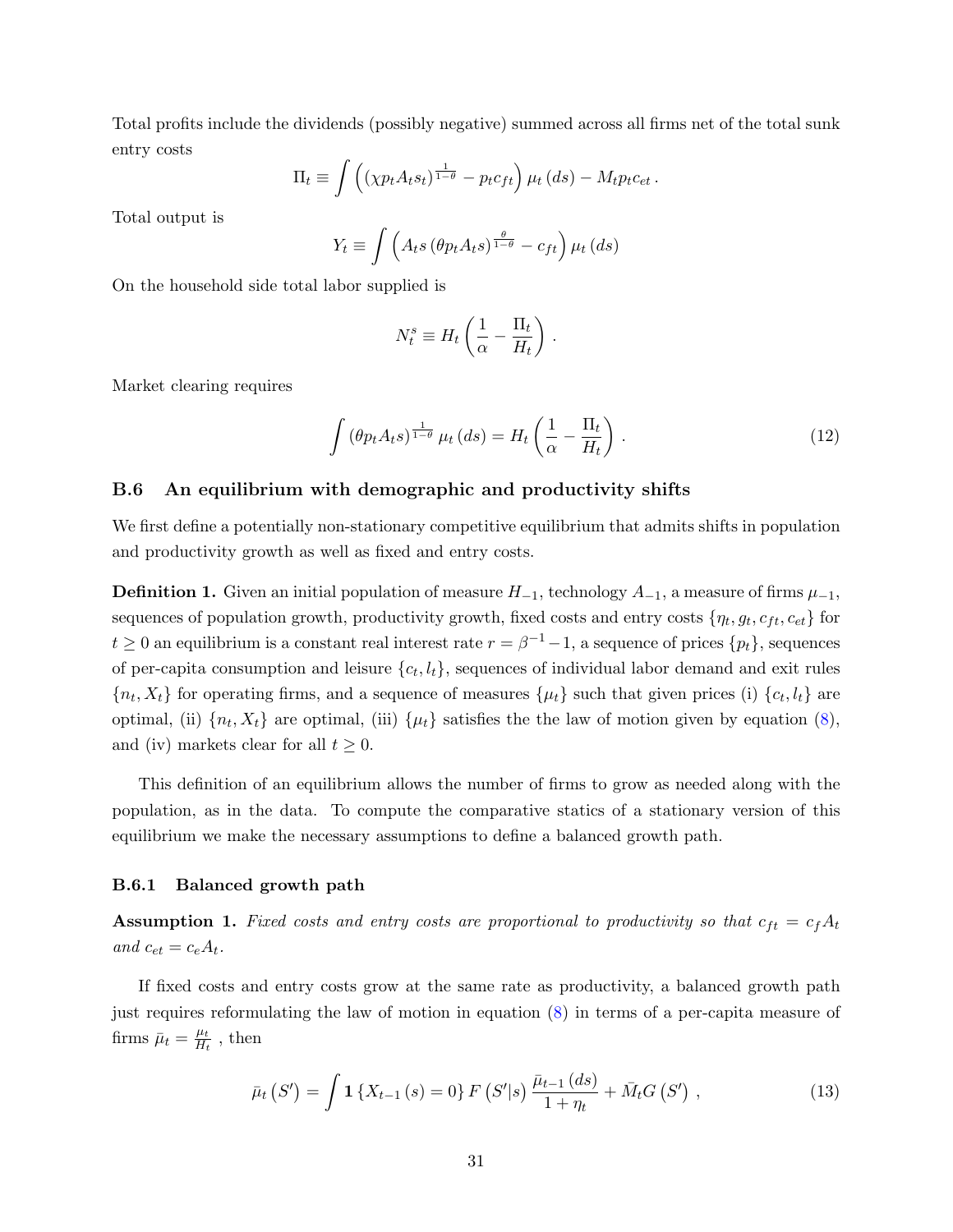Total profits include the dividends (possibly negative) summed across all firms net of the total sunk entry costs

$$\Pi_t \equiv \int \left( (\chi p_t A_t s_t)^{\frac{1}{1-\theta}} - p_t c_{ft} \right) \mu_t(ds) - M_t p_t c_{et} \,.$$

Total output is

$$Y_t \equiv \int \left( A_t s \left(\theta p_t A_t s\right)^{\frac{\theta}{1-\theta}} - c_{ft} \right) \mu_t(ds)$$

On the household side total labor supplied is

$$N_t^s \equiv H_t \left( \frac{1}{\alpha} - \frac{\Pi_t}{H_t} \right) .$$

Market clearing requires

$$\int \left(\theta p_t A_t s\right)^{\frac{1}{1-\theta}} \mu_t(ds) = H_t \left( \frac{1}{\alpha} - \frac{\Pi_t}{H_t} \right) . \tag{12}$$

### B.6 An equilibrium with demographic and productivity shifts

We first define a potentially non-stationary competitive equilibrium that admits shifts in population and productivity growth as well as fixed and entry costs.

**Definition 1.** Given an initial population of measure $H_{-1}$, technology $A_{-1}$, a measure of firms $\mu_{-1}$, sequences of population growth, productivity growth, fixed costs and entry costs $\{\eta_t, g_t, c_{ft}, c_{et}\}$ for $t \geq 0$ an equilibrium is a constant real interest rate $r = \beta^{-1} - 1$, a sequence of prices $\{p_t\}$, sequences of per-capita consumption and leisure $\{c_t, l_t\}$, sequences of individual labor demand and exit rules $\{n_t, X_t\}$ for operating firms, and a sequence of measures $\{\mu_t\}$ such that given prices (i) $\{c_t, l_t\}$ are optimal, (ii) $\{n_t, X_t\}$ are optimal, (iii) $\{\mu_t\}$ satisfies the the law of motion given by equation (8), and (iv) markets clear for all $t \geq 0$.

This definition of an equilibrium allows the number of firms to grow as needed along with the population, as in the data. To compute the comparative statics of a stationary version of this equilibrium we make the necessary assumptions to define a balanced growth path.

#### B.6.1 Balanced growth path

**Assumption 1.** *Fixed costs and entry costs are proportional to productivity so that $c_{ft} = c_f A_t$ and $c_{et} = c_e A_t$.*

If fixed costs and entry costs grow at the same rate as productivity, a balanced growth path just requires reformulating the law of motion in equation (8) in terms of a per-capita measure of firms $\bar{\mu}_t = \frac{\mu_t}{H_t}$ , then

$$\bar{\mu}_t(S') = \int \mathbf{1}\{X_{t-1}(s) = 0\} F(S'|s) \frac{\bar{\mu}_{t-1}(ds)}{1+\eta_t} + \bar{M}_t G(S') \,, \tag{13}$$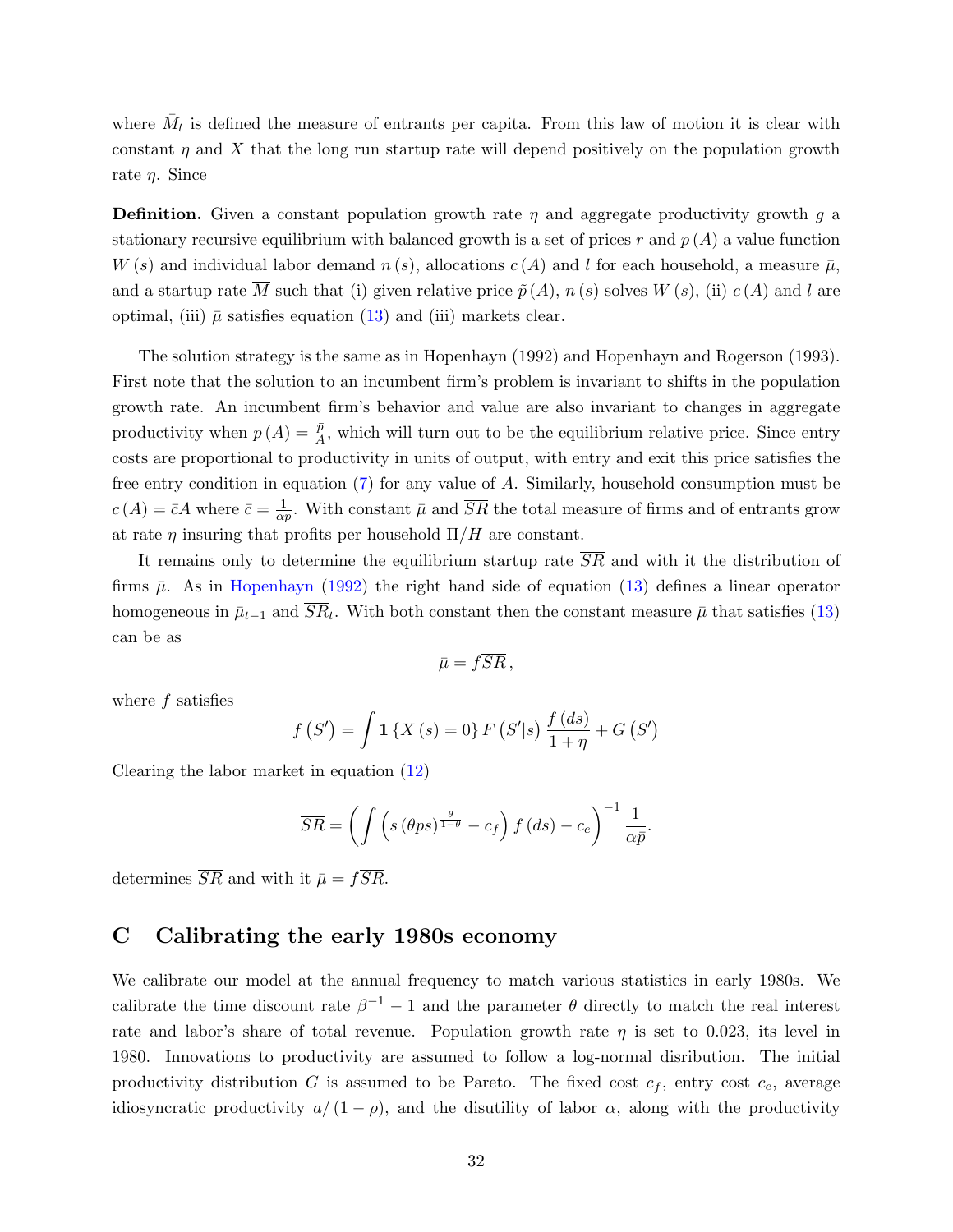where $\bar{M}_t$ is defined the measure of entrants per capita. From this law of motion it is clear with constant $\eta$ and $X$ that the long run startup rate will depend positively on the population growth rate $\eta$. Since

**Definition.** Given a constant population growth rate $\eta$ and aggregate productivity growth $g$ a stationary recursive equilibrium with balanced growth is a set of prices $r$ and $p(A)$ a value function $W(s)$ and individual labor demand $n(s)$, allocations $c(A)$ and $l$ for each household, a measure $\bar{\mu}$, and a startup rate $\overline{M}$ such that (i) given relative price $\tilde{p}(A)$, $n(s)$ solves $W(s)$, (ii) $c(A)$ and $l$ are optimal, (iii) $\bar{\mu}$ satisfies equation (13) and (iii) markets clear.

The solution strategy is the same as in Hopenhayn (1992) and Hopenhayn and Rogerson (1993). First note that the solution to an incumbent firm's problem is invariant to shifts in the population growth rate. An incumbent firm's behavior and value are also invariant to changes in aggregate productivity when $p(A) = \frac{\bar{p}}{A}$, which will turn out to be the equilibrium relative price. Since entry costs are proportional to productivity in units of output, with entry and exit this price satisfies the free entry condition in equation (7) for any value of $A$. Similarly, household consumption must be $c(A) = \bar{c}A$ where $\bar{c} = \frac{1}{\alpha \bar{p}}$. With constant $\bar{\mu}$ and $\overline{SR}$ the total measure of firms and of entrants grow at rate $\eta$ insuring that profits per household $\Pi/H$ are constant.

It remains only to determine the equilibrium startup rate $\overline{SR}$ and with it the distribution of firms $\bar{\mu}$. As in Hopenhayn (1992) the right hand side of equation (13) defines a linear operator homogeneous in $\bar{\mu}_{t-1}$ and $\overline{SR}_t$. With both constant then the constant measure $\bar{\mu}$ that satisfies (13) can be as

$$\bar{\mu} = f\overline{SR},$$

where $f$ satisfies

$$f(S') = \int \mathbf{1}\{X(s) = 0\} F(S'|s) \frac{f(ds)}{1+\eta} + G(S')$$

Clearing the labor market in equation (12)

$$\overline{SR} = \left( \int \left( s (\theta p s)^{\frac{\theta}{1-\theta}} - c_f \right) f(ds) - c_e \right)^{-1} \frac{1}{\alpha \bar{p}}.$$

determines $\overline{SR}$ and with it $\bar{\mu} = f\overline{SR}$.

## C Calibrating the early 1980s economy

We calibrate our model at the annual frequency to match various statistics in early 1980s. We calibrate the time discount rate $\beta^{-1} - 1$ and the parameter $\theta$ directly to match the real interest rate and labor's share of total revenue. Population growth rate $\eta$ is set to 0.023, its level in 1980. Innovations to productivity are assumed to follow a log-normal disribution. The initial productivity distribution $G$ is assumed to be Pareto. The fixed cost $c_f$, entry cost $c_e$, average idiosyncratic productivity $a/(1-\rho)$, and the disutility of labor $\alpha$, along with the productivity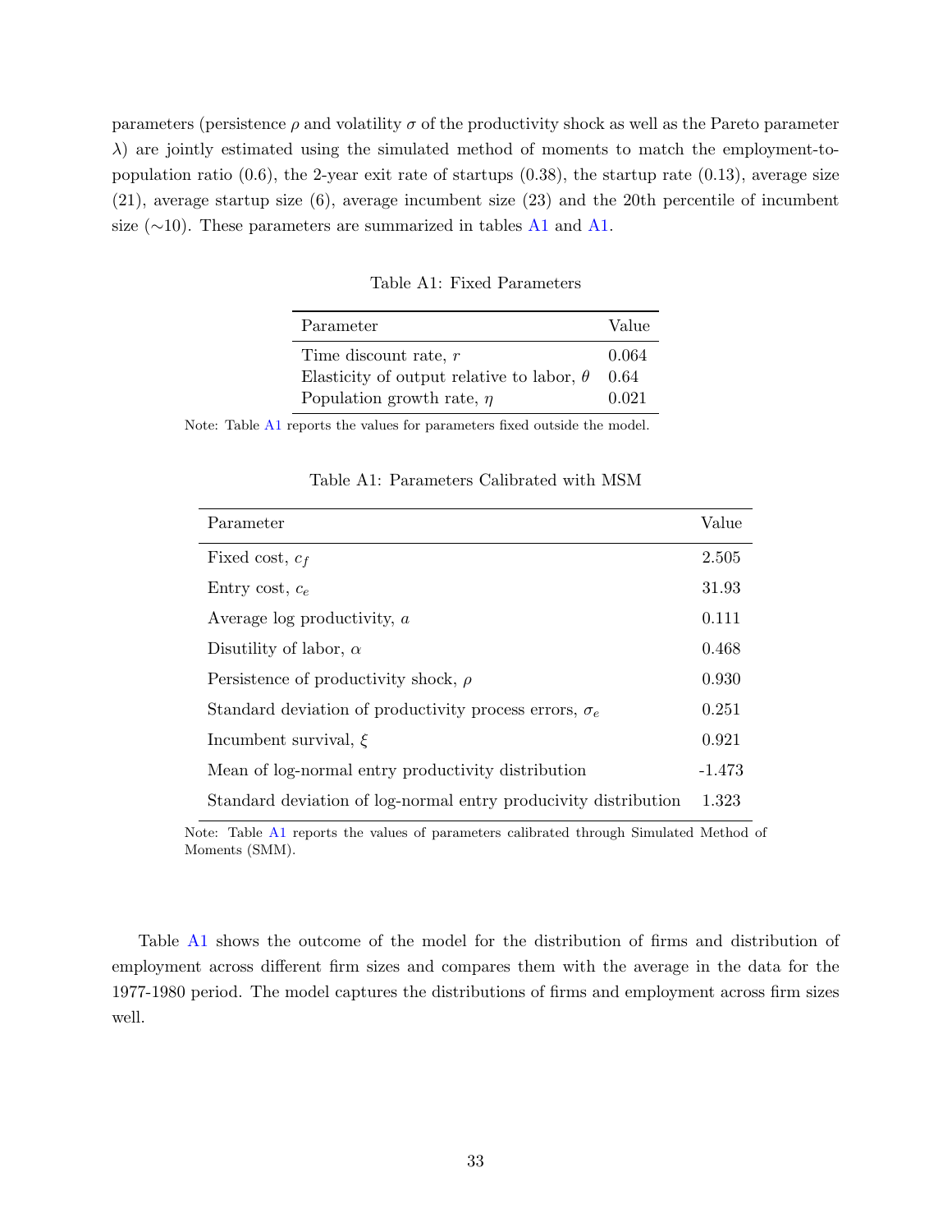parameters (persistence $\rho$ and volatility $\sigma$ of the productivity shock as well as the Pareto parameter $\lambda$) are jointly estimated using the simulated method of moments to match the employment-to-population ratio (0.6), the 2-year exit rate of startups (0.38), the startup rate (0.13), average size (21), average startup size (6), average incumbent size (23) and the 20th percentile of incumbent size (∼10). These parameters are summarized in tables A1 and A1.

Table A1: Fixed Parameters

| Parameter | Value |
|---|---|
| Time discount rate, $r$ | 0.064 |
| Elasticity of output relative to labor, $\theta$ | 0.64 |
| Population growth rate, $\eta$ | 0.021 |

Note: Table A1 reports the values for parameters fixed outside the model.

Table A1: Parameters Calibrated with MSM

| Parameter | Value |
|---|---|
| Fixed cost, $c_f$ | 2.505 |
| Entry cost, $c_e$ | 31.93 |
| Average log productivity, $a$ | 0.111 |
| Disutility of labor, $\alpha$ | 0.468 |
| Persistence of productivity shock, $\rho$ | 0.930 |
| Standard deviation of productivity process errors, $\sigma_e$ | 0.251 |
| Incumbent survival, $\xi$ | 0.921 |
| Mean of log-normal entry productivity distribution | -1.473 |
| Standard deviation of log-normal entry producivity distribution | 1.323 |

Note: Table A1 reports the values of parameters calibrated through Simulated Method of Moments (SMM).

Table A1 shows the outcome of the model for the distribution of firms and distribution of employment across different firm sizes and compares them with the average in the data for the 1977-1980 period. The model captures the distributions of firms and employment across firm sizes well.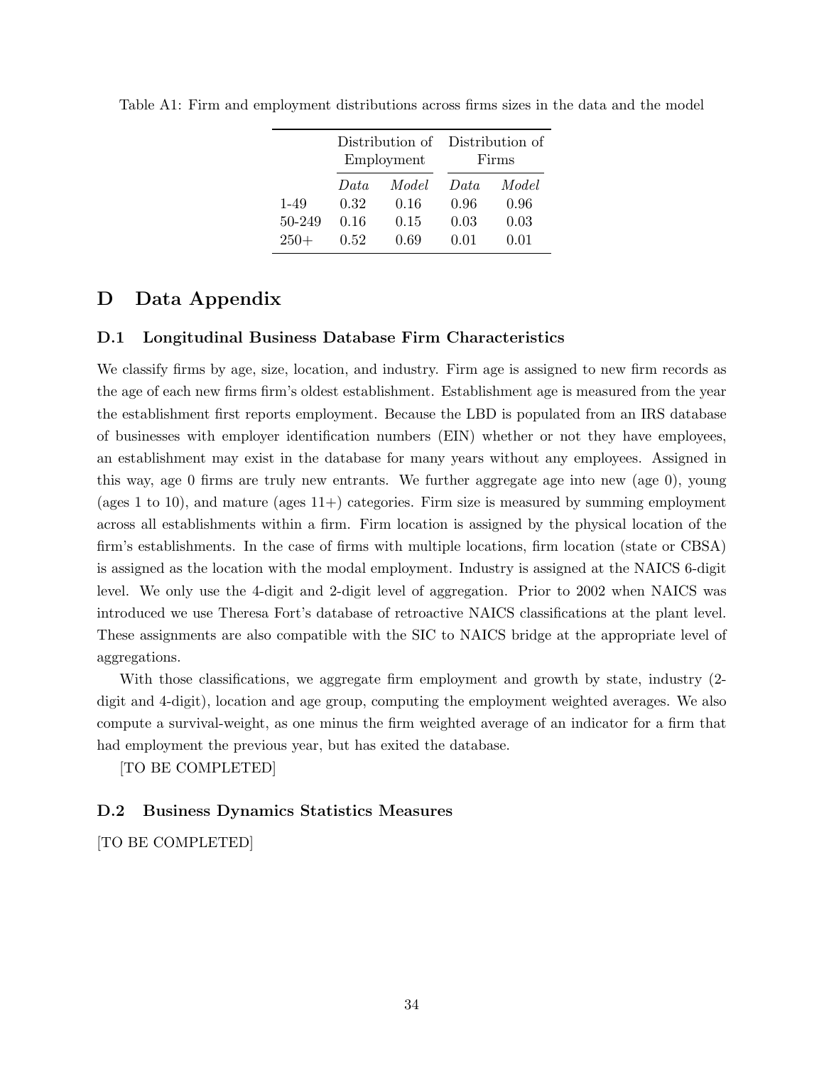Table A1: Firm and employment distributions across firms sizes in the data and the model

| | Distribution of Employment | | Distribution of Firms | |
|---|---|---|---|---|
| | *Data* | *Model* | *Data* | *Model* |
| 1-49 | 0.32 | 0.16 | 0.96 | 0.96 |
| 50-249 | 0.16 | 0.15 | 0.03 | 0.03 |
| 250+ | 0.52 | 0.69 | 0.01 | 0.01 |

# D Data Appendix

## D.1 Longitudinal Business Database Firm Characteristics

We classify firms by age, size, location, and industry. Firm age is assigned to new firm records as the age of each new firms firm's oldest establishment. Establishment age is measured from the year the establishment first reports employment. Because the LBD is populated from an IRS database of businesses with employer identification numbers (EIN) whether or not they have employees, an establishment may exist in the database for many years without any employees. Assigned in this way, age 0 firms are truly new entrants. We further aggregate age into new (age 0), young (ages 1 to 10), and mature (ages 11+) categories. Firm size is measured by summing employment across all establishments within a firm. Firm location is assigned by the physical location of the firm's establishments. In the case of firms with multiple locations, firm location (state or CBSA) is assigned as the location with the modal employment. Industry is assigned at the NAICS 6-digit level. We only use the 4-digit and 2-digit level of aggregation. Prior to 2002 when NAICS was introduced we use Theresa Fort's database of retroactive NAICS classifications at the plant level. These assignments are also compatible with the SIC to NAICS bridge at the appropriate level of aggregations.

With those classifications, we aggregate firm employment and growth by state, industry (2-digit and 4-digit), location and age group, computing the employment weighted averages. We also compute a survival-weight, as one minus the firm weighted average of an indicator for a firm that had employment the previous year, but has exited the database.

[TO BE COMPLETED]

## D.2 Business Dynamics Statistics Measures

[TO BE COMPLETED]